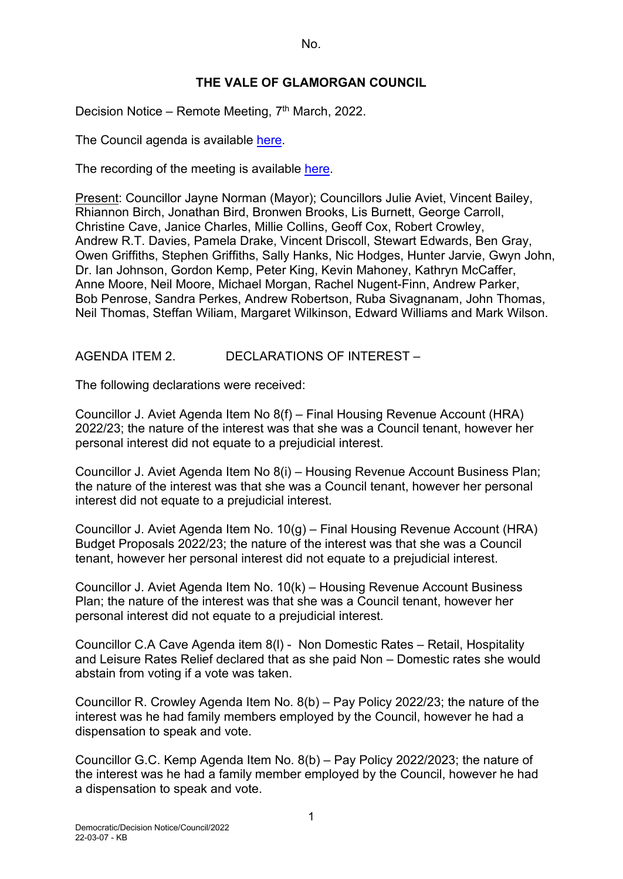No.

# THE VALE OF GLAMORGAN COUNCIL

Decision Notice – Remote Meeting, 7th March, 2022.

The Council agenda is available here.

The recording of the meeting is available here.

Present: Councillor Jayne Norman (Mayor); Councillors Julie Aviet, Vincent Bailey, Rhiannon Birch, Jonathan Bird, Bronwen Brooks, Lis Burnett, George Carroll, Christine Cave, Janice Charles, Millie Collins, Geoff Cox, Robert Crowley, Andrew R.T. Davies, Pamela Drake, Vincent Driscoll, Stewart Edwards, Ben Gray, Owen Griffiths, Stephen Griffiths, Sally Hanks, Nic Hodges, Hunter Jarvie, Gwyn John, Dr. Ian Johnson, Gordon Kemp, Peter King, Kevin Mahoney, Kathryn McCaffer, Anne Moore, Neil Moore, Michael Morgan, Rachel Nugent-Finn, Andrew Parker, Bob Penrose, Sandra Perkes, Andrew Robertson, Ruba Sivagnanam, John Thomas, Neil Thomas, Steffan Wiliam, Margaret Wilkinson, Edward Williams and Mark Wilson.

AGENDA ITEM 2. DECLARATIONS OF INTEREST –

The following declarations were received:

Councillor J. Aviet Agenda Item No 8(f) – Final Housing Revenue Account (HRA) 2022/23; the nature of the interest was that she was a Council tenant, however her personal interest did not equate to a prejudicial interest.

Councillor J. Aviet Agenda Item No 8(i) – Housing Revenue Account Business Plan; the nature of the interest was that she was a Council tenant, however her personal interest did not equate to a prejudicial interest.

Councillor J. Aviet Agenda Item No. 10(g) – Final Housing Revenue Account (HRA) Budget Proposals 2022/23; the nature of the interest was that she was a Council tenant, however her personal interest did not equate to a prejudicial interest.

Councillor J. Aviet Agenda Item No. 10(k) – Housing Revenue Account Business Plan; the nature of the interest was that she was a Council tenant, however her personal interest did not equate to a prejudicial interest.

Councillor C.A Cave Agenda item 8(l) - Non Domestic Rates – Retail, Hospitality and Leisure Rates Relief declared that as she paid Non – Domestic rates she would abstain from voting if a vote was taken.

Councillor R. Crowley Agenda Item No. 8(b) – Pay Policy 2022/23; the nature of the interest was he had family members employed by the Council, however he had a dispensation to speak and vote.

Councillor G.C. Kemp Agenda Item No. 8(b) – Pay Policy 2022/2023; the nature of the interest was he had a family member employed by the Council, however he had a dispensation to speak and vote.

Democratic/Decision Notice/Council/2022
22-03-07 - KB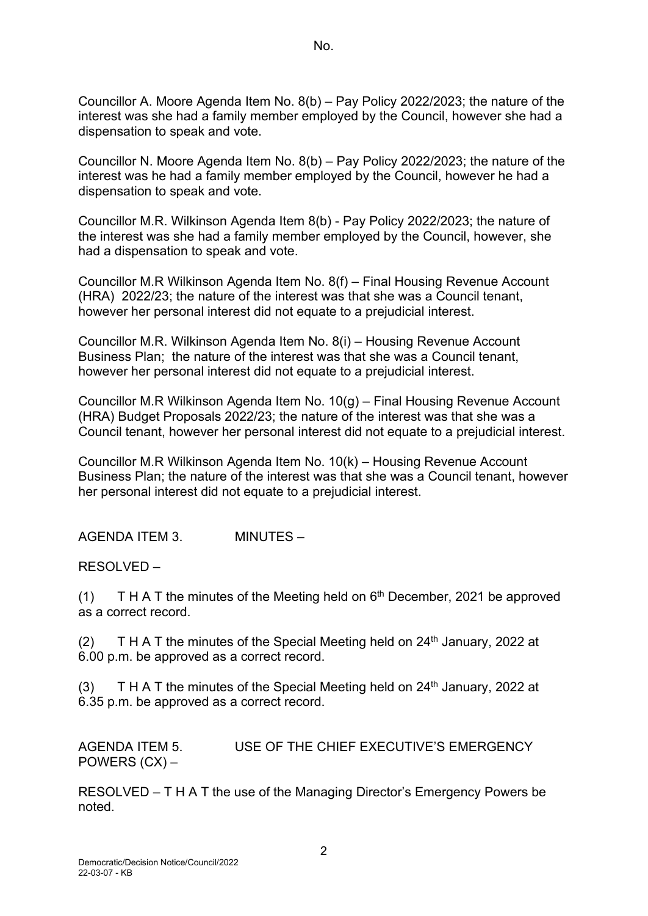No.

Councillor A. Moore Agenda Item No. 8(b) – Pay Policy 2022/2023; the nature of the interest was she had a family member employed by the Council, however she had a dispensation to speak and vote.

Councillor N. Moore Agenda Item No. 8(b) – Pay Policy 2022/2023; the nature of the interest was he had a family member employed by the Council, however he had a dispensation to speak and vote.

Councillor M.R. Wilkinson Agenda Item 8(b) - Pay Policy 2022/2023; the nature of the interest was she had a family member employed by the Council, however, she had a dispensation to speak and vote.

Councillor M.R Wilkinson Agenda Item No. 8(f) – Final Housing Revenue Account (HRA) 2022/23; the nature of the interest was that she was a Council tenant, however her personal interest did not equate to a prejudicial interest.

Councillor M.R. Wilkinson Agenda Item No. 8(i) – Housing Revenue Account Business Plan; the nature of the interest was that she was a Council tenant, however her personal interest did not equate to a prejudicial interest.

Councillor M.R Wilkinson Agenda Item No. 10(g) – Final Housing Revenue Account (HRA) Budget Proposals 2022/23; the nature of the interest was that she was a Council tenant, however her personal interest did not equate to a prejudicial interest.

Councillor M.R Wilkinson Agenda Item No. 10(k) – Housing Revenue Account Business Plan; the nature of the interest was that she was a Council tenant, however her personal interest did not equate to a prejudicial interest.

AGENDA ITEM 3. MINUTES –

RESOLVED –

(1) T H A T the minutes of the Meeting held on 6th December, 2021 be approved as a correct record.

(2) T H A T the minutes of the Special Meeting held on 24th January, 2022 at 6.00 p.m. be approved as a correct record.

(3) T H A T the minutes of the Special Meeting held on 24th January, 2022 at 6.35 p.m. be approved as a correct record.

AGENDA ITEM 5. USE OF THE CHIEF EXECUTIVE'S EMERGENCY POWERS (CX) –

RESOLVED – T H A T the use of the Managing Director's Emergency Powers be noted.

Democratic/Decision Notice/Council/2022
22-03-07 - KB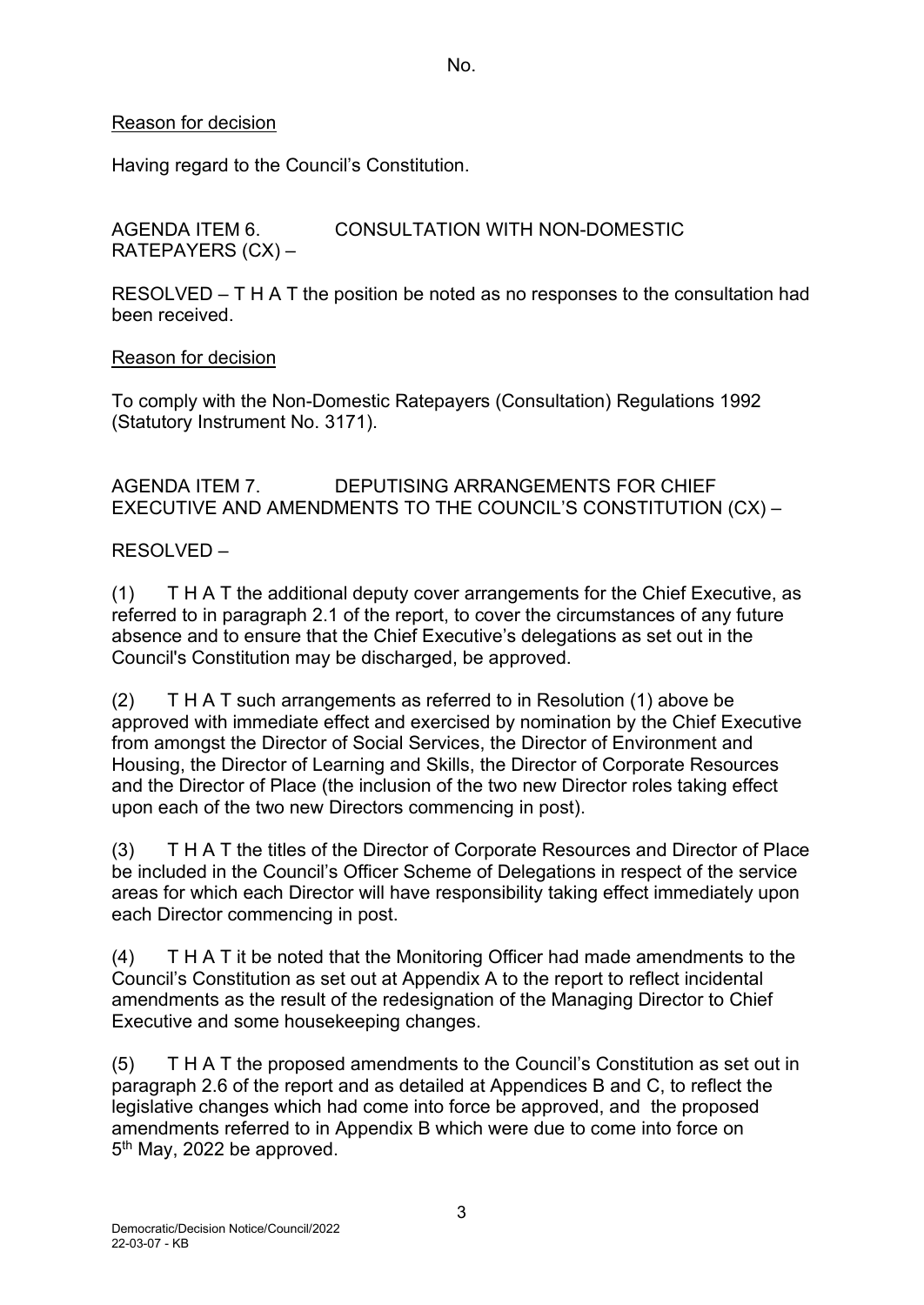No.

Reason for decision

Having regard to the Council's Constitution.

AGENDA ITEM 6. CONSULTATION WITH NON-DOMESTIC RATEPAYERS (CX) –

RESOLVED – T H A T the position be noted as no responses to the consultation had been received.

Reason for decision

To comply with the Non-Domestic Ratepayers (Consultation) Regulations 1992 (Statutory Instrument No. 3171).

AGENDA ITEM 7. DEPUTISING ARRANGEMENTS FOR CHIEF EXECUTIVE AND AMENDMENTS TO THE COUNCIL'S CONSTITUTION (CX) –

RESOLVED –

(1) T H A T the additional deputy cover arrangements for the Chief Executive, as referred to in paragraph 2.1 of the report, to cover the circumstances of any future absence and to ensure that the Chief Executive's delegations as set out in the Council's Constitution may be discharged, be approved.

(2) T H A T such arrangements as referred to in Resolution (1) above be approved with immediate effect and exercised by nomination by the Chief Executive from amongst the Director of Social Services, the Director of Environment and Housing, the Director of Learning and Skills, the Director of Corporate Resources and the Director of Place (the inclusion of the two new Director roles taking effect upon each of the two new Directors commencing in post).

(3) T H A T the titles of the Director of Corporate Resources and Director of Place be included in the Council's Officer Scheme of Delegations in respect of the service areas for which each Director will have responsibility taking effect immediately upon each Director commencing in post.

(4) T H A T it be noted that the Monitoring Officer had made amendments to the Council's Constitution as set out at Appendix A to the report to reflect incidental amendments as the result of the redesignation of the Managing Director to Chief Executive and some housekeeping changes.

(5) T H A T the proposed amendments to the Council's Constitution as set out in paragraph 2.6 of the report and as detailed at Appendices B and C, to reflect the legislative changes which had come into force be approved, and the proposed amendments referred to in Appendix B which were due to come into force on 5th May, 2022 be approved.

Democratic/Decision Notice/Council/2022
22-03-07 - KB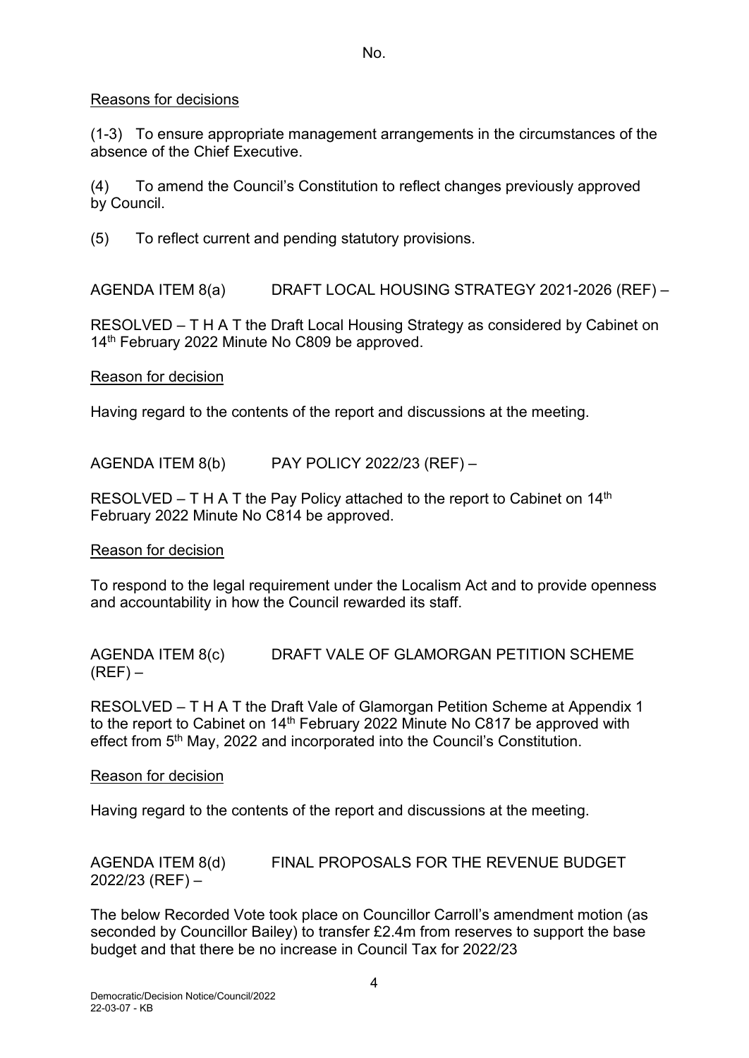No.

Reasons for decisions

(1-3) To ensure appropriate management arrangements in the circumstances of the absence of the Chief Executive.

(4) To amend the Council's Constitution to reflect changes previously approved by Council.

(5) To reflect current and pending statutory provisions.

AGENDA ITEM 8(a) DRAFT LOCAL HOUSING STRATEGY 2021-2026 (REF) –

RESOLVED – T H A T the Draft Local Housing Strategy as considered by Cabinet on 14th February 2022 Minute No C809 be approved.

Reason for decision

Having regard to the contents of the report and discussions at the meeting.

AGENDA ITEM 8(b) PAY POLICY 2022/23 (REF) –

RESOLVED – T H A T the Pay Policy attached to the report to Cabinet on 14th February 2022 Minute No C814 be approved.

Reason for decision

To respond to the legal requirement under the Localism Act and to provide openness and accountability in how the Council rewarded its staff.

AGENDA ITEM 8(c) DRAFT VALE OF GLAMORGAN PETITION SCHEME (REF) –

RESOLVED – T H A T the Draft Vale of Glamorgan Petition Scheme at Appendix 1 to the report to Cabinet on 14th February 2022 Minute No C817 be approved with effect from 5th May, 2022 and incorporated into the Council's Constitution.

Reason for decision

Having regard to the contents of the report and discussions at the meeting.

AGENDA ITEM 8(d) FINAL PROPOSALS FOR THE REVENUE BUDGET 2022/23 (REF) –

The below Recorded Vote took place on Councillor Carroll's amendment motion (as seconded by Councillor Bailey) to transfer £2.4m from reserves to support the base budget and that there be no increase in Council Tax for 2022/23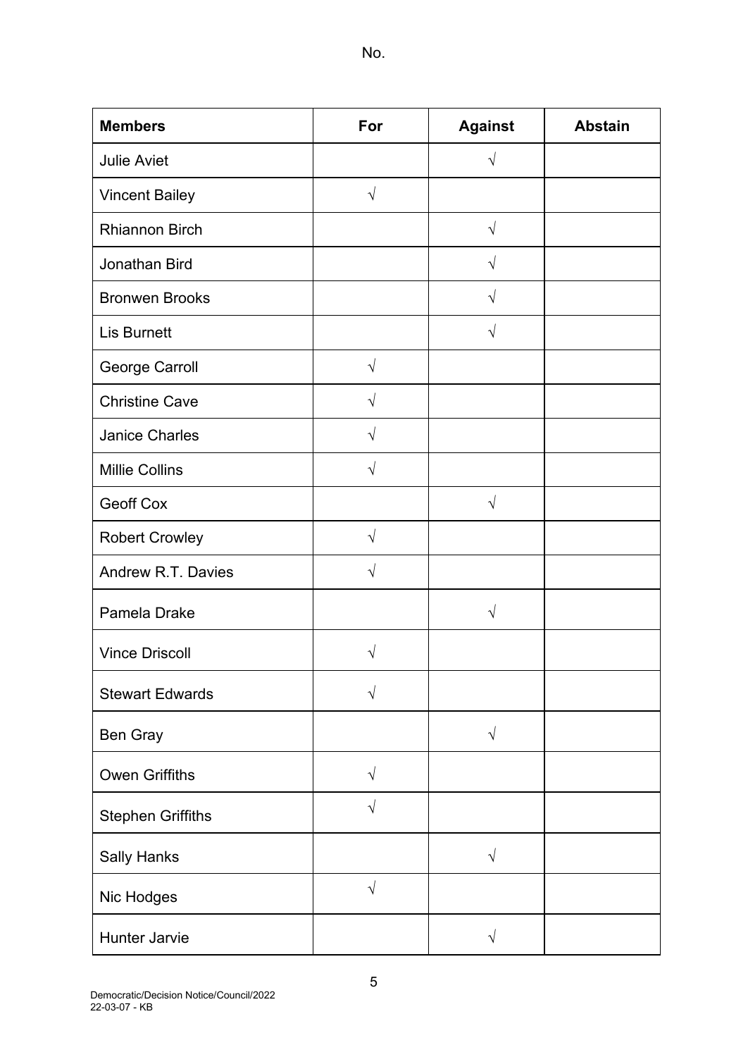No.

| Members | For | Against | Abstain |
| --- | --- | --- | --- |
| Julie Aviet | | √ | |
| Vincent Bailey | √ | | |
| Rhiannon Birch | | √ | |
| Jonathan Bird | | √ | |
| Bronwen Brooks | | √ | |
| Lis Burnett | | √ | |
| George Carroll | √ | | |
| Christine Cave | √ | | |
| Janice Charles | √ | | |
| Millie Collins | √ | | |
| Geoff Cox | | √ | |
| Robert Crowley | √ | | |
| Andrew R.T. Davies | √ | | |
| Pamela Drake | | √ | |
| Vince Driscoll | √ | | |
| Stewart Edwards | √ | | |
| Ben Gray | | √ | |
| Owen Griffiths | √ | | |
| Stephen Griffiths | √ | | |
| Sally Hanks | | √ | |
| Nic Hodges | √ | | |
| Hunter Jarvie | | √ | |

Democratic/Decision Notice/Council/2022
22-03-07 - KB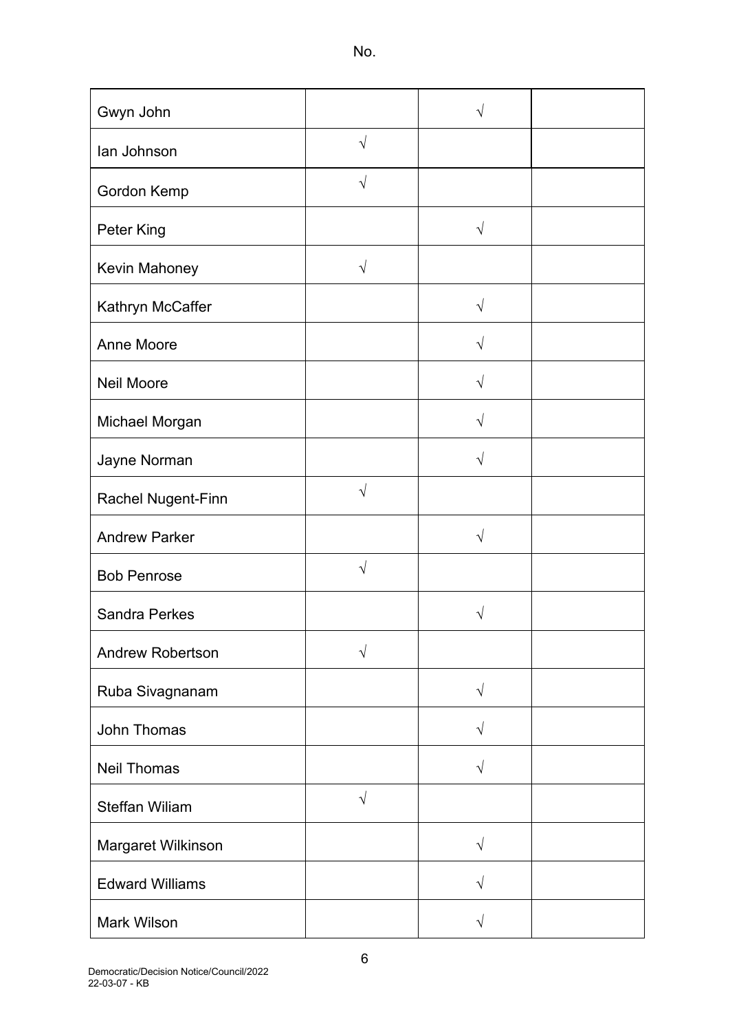No.

| | | | |
|---|---|---|---|
| Gwyn John | | √ | |
| Ian Johnson | √ | | |
| Gordon Kemp | √ | | |
| Peter King | | √ | |
| Kevin Mahoney | √ | | |
| Kathryn McCaffer | | √ | |
| Anne Moore | | √ | |
| Neil Moore | | √ | |
| Michael Morgan | | √ | |
| Jayne Norman | | √ | |
| Rachel Nugent-Finn | √ | | |
| Andrew Parker | | √ | |
| Bob Penrose | √ | | |
| Sandra Perkes | | √ | |
| Andrew Robertson | √ | | |
| Ruba Sivagnanam | | √ | |
| John Thomas | | √ | |
| Neil Thomas | | √ | |
| Steffan Wiliam | √ | | |
| Margaret Wilkinson | | √ | |
| Edward Williams | | √ | |
| Mark Wilson | | √ | |

Democratic/Decision Notice/Council/2022
22-03-07 - KB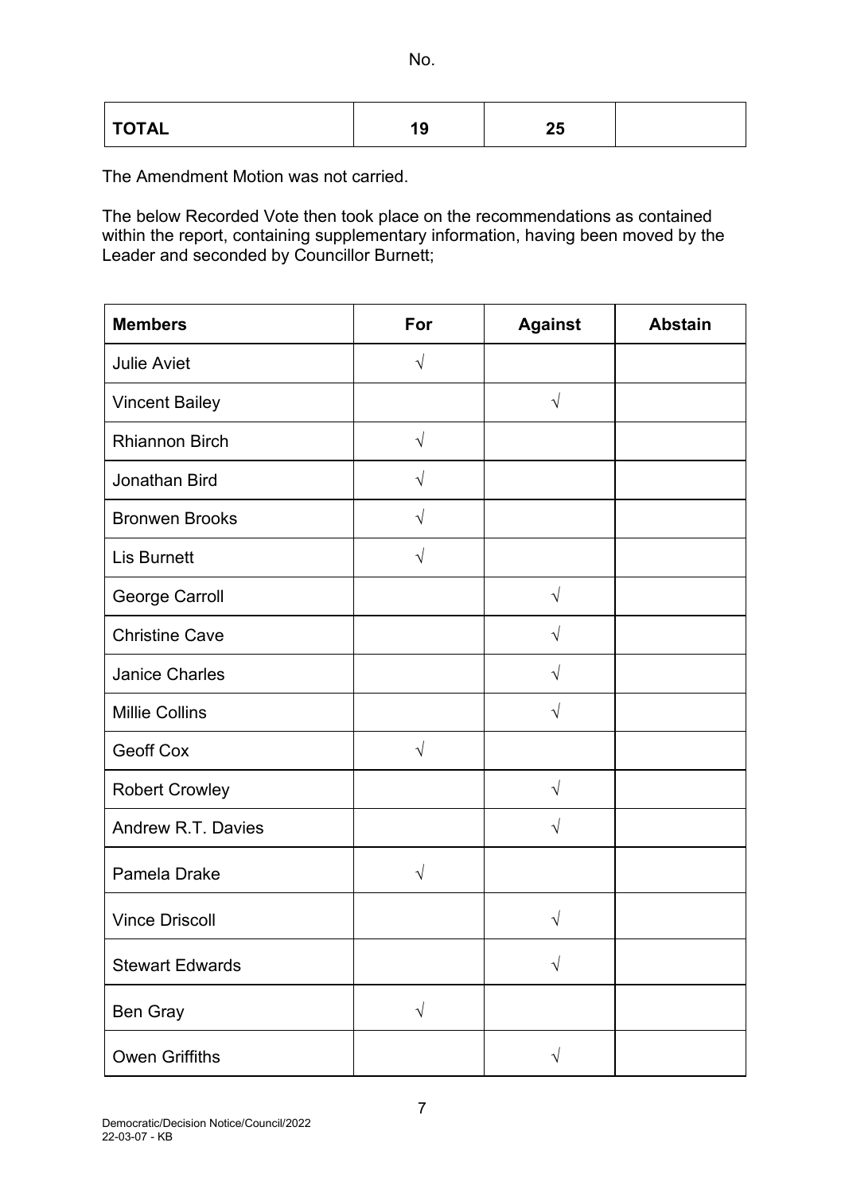No.

| TOTAL | 19 | 25 | |
|---|---|---|---|

The Amendment Motion was not carried.

The below Recorded Vote then took place on the recommendations as contained within the report, containing supplementary information, having been moved by the Leader and seconded by Councillor Burnett;

| Members | For | Against | Abstain |
|---|---|---|---|
| Julie Aviet | √ | | |
| Vincent Bailey | | √ | |
| Rhiannon Birch | √ | | |
| Jonathan Bird | √ | | |
| Bronwen Brooks | √ | | |
| Lis Burnett | √ | | |
| George Carroll | | √ | |
| Christine Cave | | √ | |
| Janice Charles | | √ | |
| Millie Collins | | √ | |
| Geoff Cox | √ | | |
| Robert Crowley | | √ | |
| Andrew R.T. Davies | | √ | |
| Pamela Drake | √ | | |
| Vince Driscoll | | √ | |
| Stewart Edwards | | √ | |
| Ben Gray | √ | | |
| Owen Griffiths | | √ | |

Democratic/Decision Notice/Council/2022
22-03-07 - KB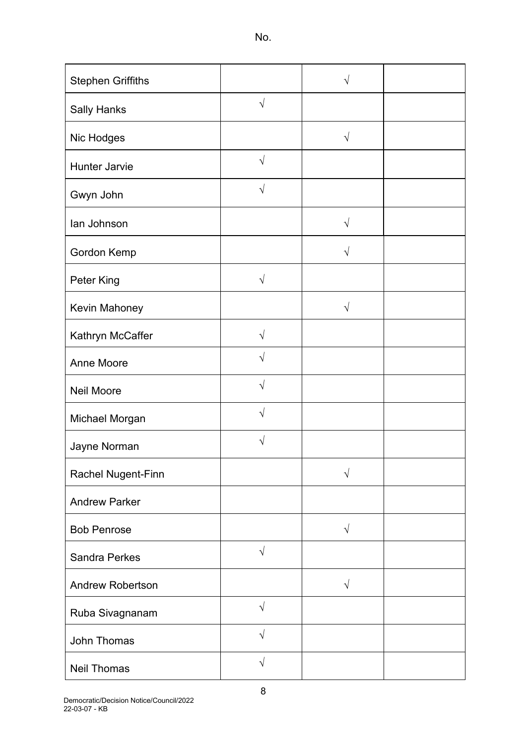No.

| | | | |
|---|---|---|---|
| Stephen Griffiths | | √ | |
| Sally Hanks | √ | | |
| Nic Hodges | | √ | |
| Hunter Jarvie | √ | | |
| Gwyn John | √ | | |
| Ian Johnson | | √ | |
| Gordon Kemp | | √ | |
| Peter King | √ | | |
| Kevin Mahoney | | √ | |
| Kathryn McCaffer | √ | | |
| Anne Moore | √ | | |
| Neil Moore | √ | | |
| Michael Morgan | √ | | |
| Jayne Norman | √ | | |
| Rachel Nugent-Finn | | √ | |
| Andrew Parker | | | |
| Bob Penrose | | √ | |
| Sandra Perkes | √ | | |
| Andrew Robertson | | √ | |
| Ruba Sivagnanam | √ | | |
| John Thomas | √ | | |
| Neil Thomas | √ | | |

Democratic/Decision Notice/Council/2022
22-03-07 - KB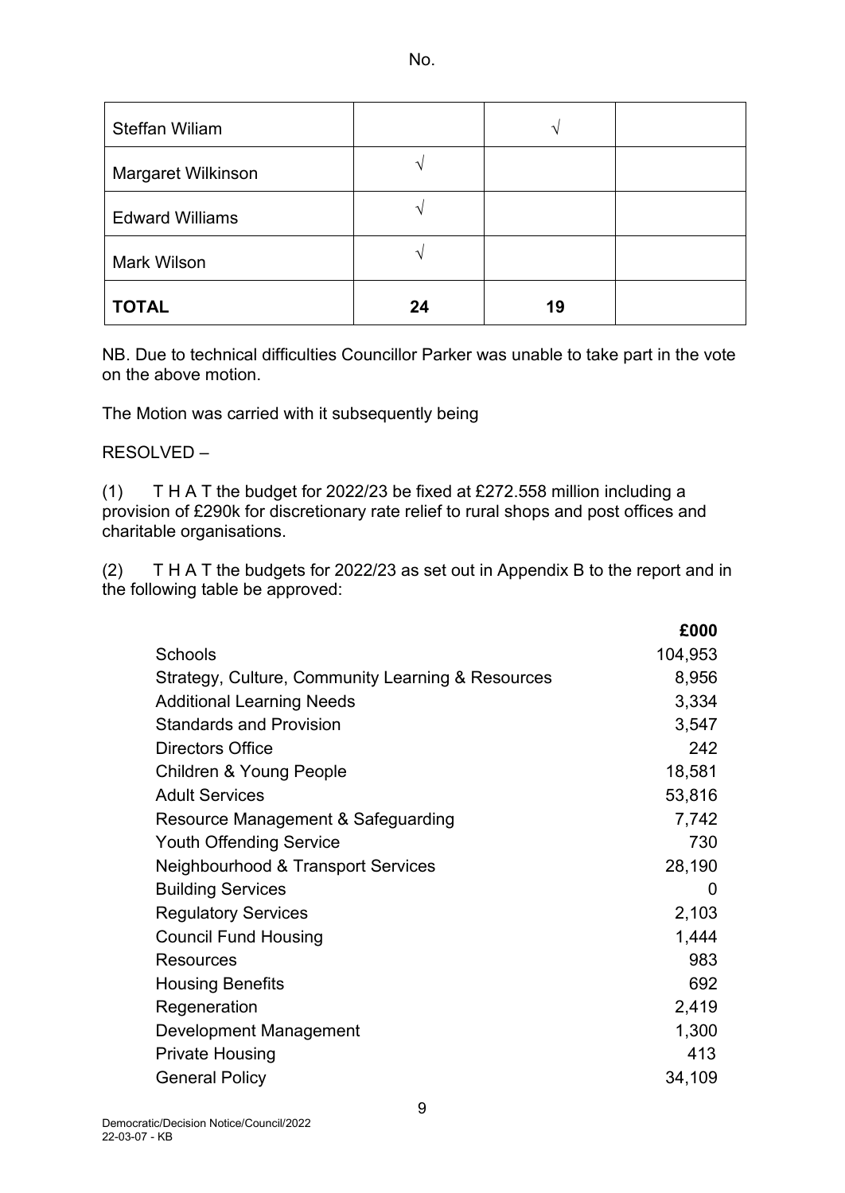| Steffan Wiliam | | √ | |
| --- | --- | --- | --- |
| Margaret Wilkinson | √ | | |
| Edward Williams | √ | | |
| Mark Wilson | √ | | |
| **TOTAL** | **24** | **19** | |

NB. Due to technical difficulties Councillor Parker was unable to take part in the vote on the above motion.

The Motion was carried with it subsequently being

RESOLVED –

(1) T H A T the budget for 2022/23 be fixed at £272.558 million including a provision of £290k for discretionary rate relief to rural shops and post offices and charitable organisations.

(2) T H A T the budgets for 2022/23 as set out in Appendix B to the report and in the following table be approved:

| | £000 |
| --- | ---: |
| Schools | 104,953 |
| Strategy, Culture, Community Learning & Resources | 8,956 |
| Additional Learning Needs | 3,334 |
| Standards and Provision | 3,547 |
| Directors Office | 242 |
| Children & Young People | 18,581 |
| Adult Services | 53,816 |
| Resource Management & Safeguarding | 7,742 |
| Youth Offending Service | 730 |
| Neighbourhood & Transport Services | 28,190 |
| Building Services | 0 |
| Regulatory Services | 2,103 |
| Council Fund Housing | 1,444 |
| Resources | 983 |
| Housing Benefits | 692 |
| Regeneration | 2,419 |
| Development Management | 1,300 |
| Private Housing | 413 |
| General Policy | 34,109 |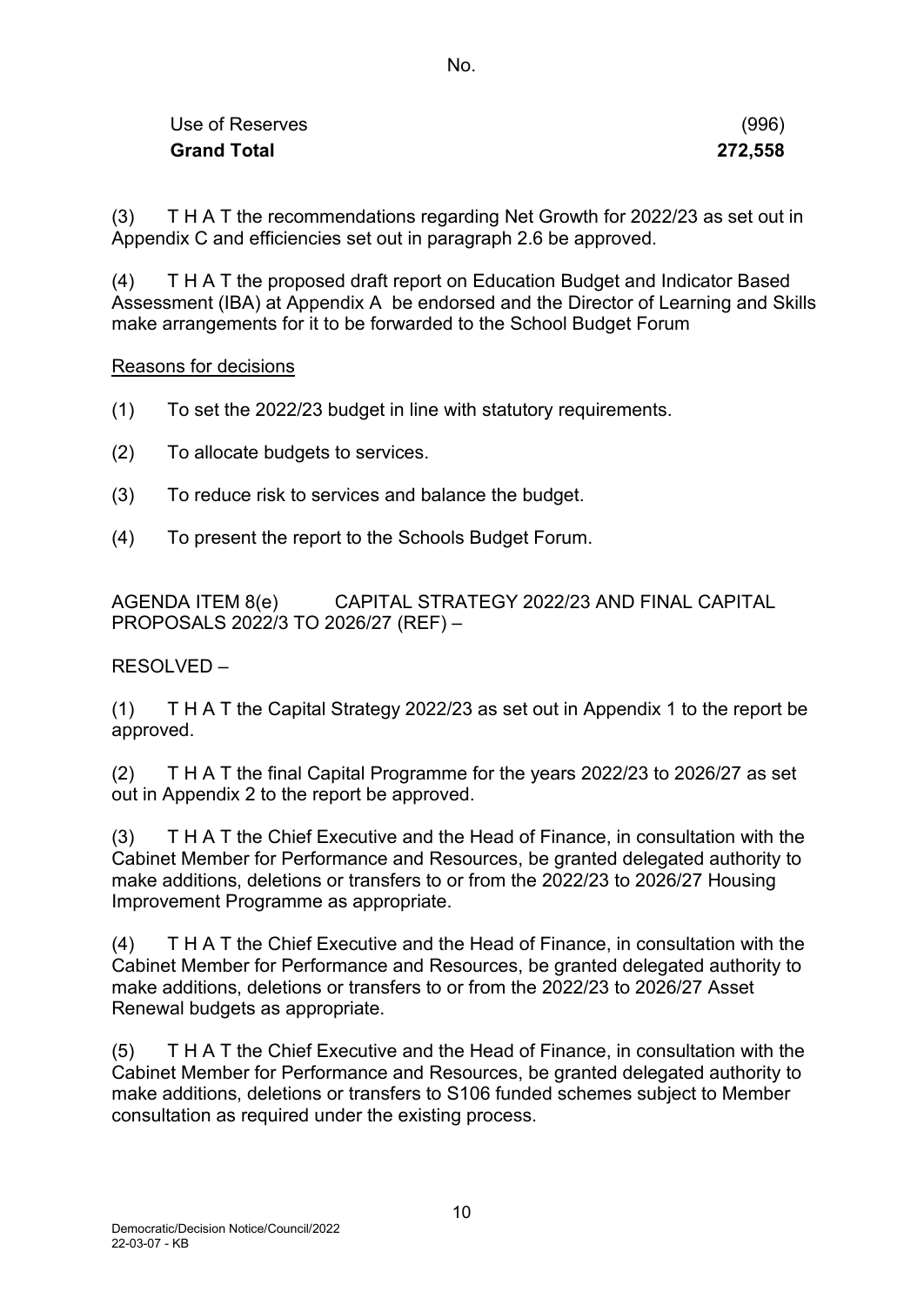No.

| | |
|---|---|
| Use of Reserves | (996) |
| **Grand Total** | **272,558** |

(3) T H A T the recommendations regarding Net Growth for 2022/23 as set out in Appendix C and efficiencies set out in paragraph 2.6 be approved.

(4) T H A T the proposed draft report on Education Budget and Indicator Based Assessment (IBA) at Appendix A be endorsed and the Director of Learning and Skills make arrangements for it to be forwarded to the School Budget Forum

Reasons for decisions

(1) To set the 2022/23 budget in line with statutory requirements.

(2) To allocate budgets to services.

(3) To reduce risk to services and balance the budget.

(4) To present the report to the Schools Budget Forum.

AGENDA ITEM 8(e) CAPITAL STRATEGY 2022/23 AND FINAL CAPITAL PROPOSALS 2022/3 TO 2026/27 (REF) –

RESOLVED –

(1) T H A T the Capital Strategy 2022/23 as set out in Appendix 1 to the report be approved.

(2) T H A T the final Capital Programme for the years 2022/23 to 2026/27 as set out in Appendix 2 to the report be approved.

(3) T H A T the Chief Executive and the Head of Finance, in consultation with the Cabinet Member for Performance and Resources, be granted delegated authority to make additions, deletions or transfers to or from the 2022/23 to 2026/27 Housing Improvement Programme as appropriate.

(4) T H A T the Chief Executive and the Head of Finance, in consultation with the Cabinet Member for Performance and Resources, be granted delegated authority to make additions, deletions or transfers to or from the 2022/23 to 2026/27 Asset Renewal budgets as appropriate.

(5) T H A T the Chief Executive and the Head of Finance, in consultation with the Cabinet Member for Performance and Resources, be granted delegated authority to make additions, deletions or transfers to S106 funded schemes subject to Member consultation as required under the existing process.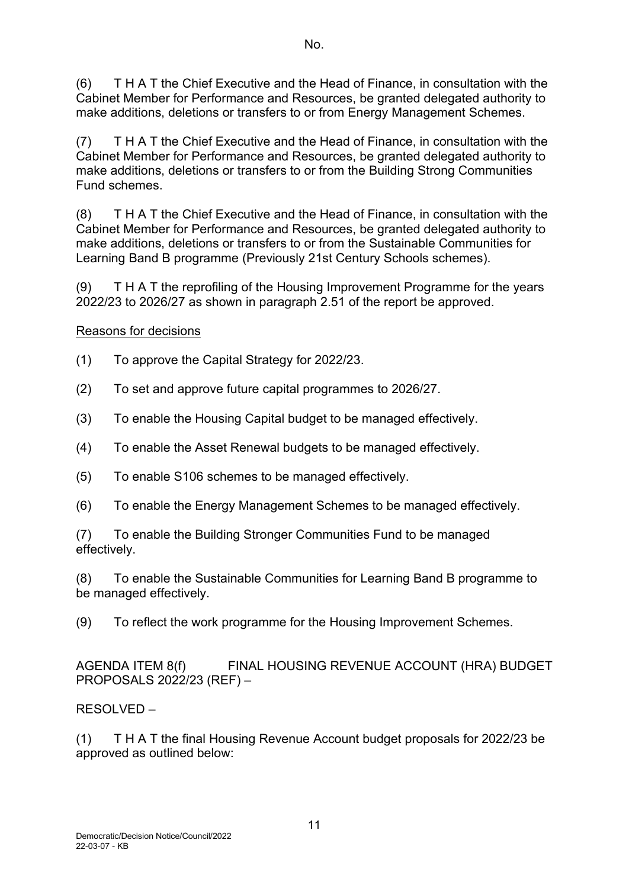(6) T H A T the Chief Executive and the Head of Finance, in consultation with the Cabinet Member for Performance and Resources, be granted delegated authority to make additions, deletions or transfers to or from Energy Management Schemes.

(7) T H A T the Chief Executive and the Head of Finance, in consultation with the Cabinet Member for Performance and Resources, be granted delegated authority to make additions, deletions or transfers to or from the Building Strong Communities Fund schemes.

(8) T H A T the Chief Executive and the Head of Finance, in consultation with the Cabinet Member for Performance and Resources, be granted delegated authority to make additions, deletions or transfers to or from the Sustainable Communities for Learning Band B programme (Previously 21st Century Schools schemes).

(9) T H A T the reprofiling of the Housing Improvement Programme for the years 2022/23 to 2026/27 as shown in paragraph 2.51 of the report be approved.

Reasons for decisions

(1) To approve the Capital Strategy for 2022/23.

(2) To set and approve future capital programmes to 2026/27.

(3) To enable the Housing Capital budget to be managed effectively.

(4) To enable the Asset Renewal budgets to be managed effectively.

(5) To enable S106 schemes to be managed effectively.

(6) To enable the Energy Management Schemes to be managed effectively.

(7) To enable the Building Stronger Communities Fund to be managed effectively.

(8) To enable the Sustainable Communities for Learning Band B programme to be managed effectively.

(9) To reflect the work programme for the Housing Improvement Schemes.

AGENDA ITEM 8(f) FINAL HOUSING REVENUE ACCOUNT (HRA) BUDGET PROPOSALS 2022/23 (REF) –

RESOLVED –

(1) T H A T the final Housing Revenue Account budget proposals for 2022/23 be approved as outlined below: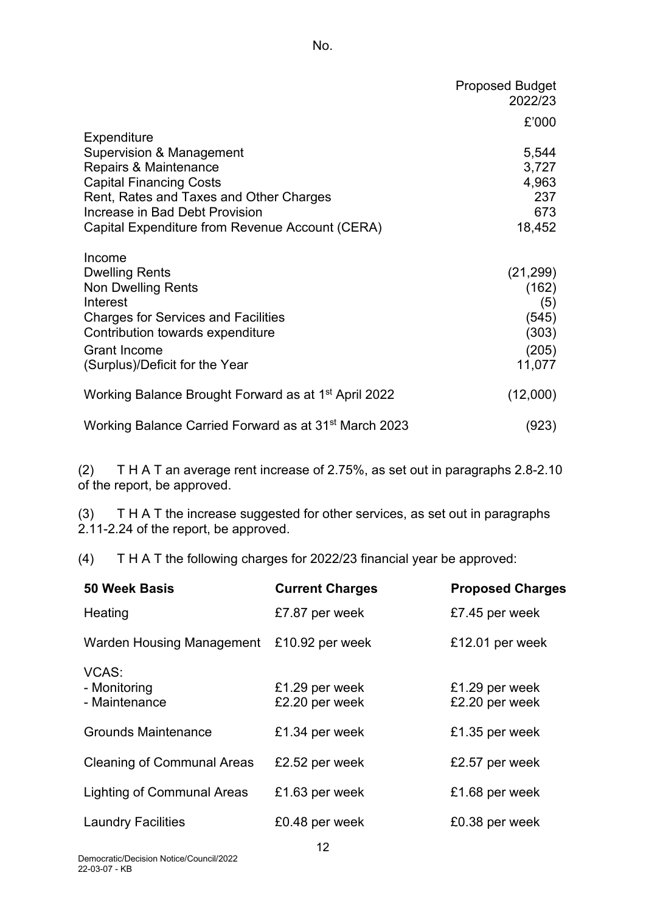No.

| | Proposed Budget 2022/23 |
|---|---|
| | £'000 |
| **Expenditure** | |
| Supervision & Management | 5,544 |
| Repairs & Maintenance | 3,727 |
| Capital Financing Costs | 4,963 |
| Rent, Rates and Taxes and Other Charges | 237 |
| Increase in Bad Debt Provision | 673 |
| Capital Expenditure from Revenue Account (CERA) | 18,452 |
| **Income** | |
| Dwelling Rents | (21,299) |
| Non Dwelling Rents | (162) |
| Interest | (5) |
| Charges for Services and Facilities | (545) |
| Contribution towards expenditure | (303) |
| Grant Income | (205) |
| (Surplus)/Deficit for the Year | 11,077 |
| Working Balance Brought Forward as at 1st April 2022 | (12,000) |
| Working Balance Carried Forward as at 31st March 2023 | (923) |

(2) T H A T an average rent increase of 2.75%, as set out in paragraphs 2.8-2.10 of the report, be approved.

(3) T H A T the increase suggested for other services, as set out in paragraphs 2.11-2.24 of the report, be approved.

(4) T H A T the following charges for 2022/23 financial year be approved:

| 50 Week Basis | Current Charges | Proposed Charges |
|---|---|---|
| Heating | £7.87 per week | £7.45 per week |
| Warden Housing Management | £10.92 per week | £12.01 per week |
| VCAS: | | |
| - Monitoring | £1.29 per week | £1.29 per week |
| - Maintenance | £2.20 per week | £2.20 per week |
| Grounds Maintenance | £1.34 per week | £1.35 per week |
| Cleaning of Communal Areas | £2.52 per week | £2.57 per week |
| Lighting of Communal Areas | £1.63 per week | £1.68 per week |
| Laundry Facilities | £0.48 per week | £0.38 per week |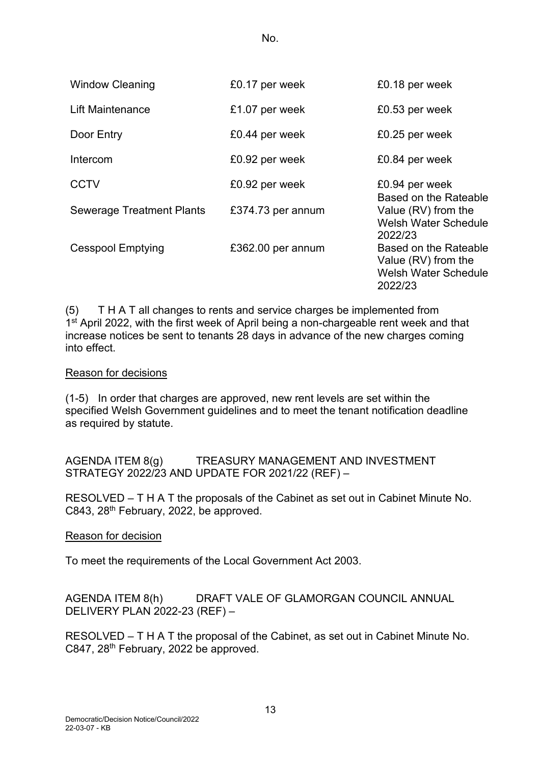No.

| | | |
|---|---|---|
| Window Cleaning | £0.17 per week | £0.18 per week |
| Lift Maintenance | £1.07 per week | £0.53 per week |
| Door Entry | £0.44 per week | £0.25 per week |
| Intercom | £0.92 per week | £0.84 per week |
| CCTV | £0.92 per week | £0.94 per week |
| Sewerage Treatment Plants | £374.73 per annum | Based on the Rateable Value (RV) from the Welsh Water Schedule 2022/23 |
| Cesspool Emptying | £362.00 per annum | Based on the Rateable Value (RV) from the Welsh Water Schedule 2022/23 |

(5) T H A T all changes to rents and service charges be implemented from 1st April 2022, with the first week of April being a non-chargeable rent week and that increase notices be sent to tenants 28 days in advance of the new charges coming into effect.

Reason for decisions

(1-5) In order that charges are approved, new rent levels are set within the specified Welsh Government guidelines and to meet the tenant notification deadline as required by statute.

AGENDA ITEM 8(g) TREASURY MANAGEMENT AND INVESTMENT STRATEGY 2022/23 AND UPDATE FOR 2021/22 (REF) –

RESOLVED – T H A T the proposals of the Cabinet as set out in Cabinet Minute No. C843, 28th February, 2022, be approved.

Reason for decision

To meet the requirements of the Local Government Act 2003.

AGENDA ITEM 8(h) DRAFT VALE OF GLAMORGAN COUNCIL ANNUAL DELIVERY PLAN 2022-23 (REF) –

RESOLVED – T H A T the proposal of the Cabinet, as set out in Cabinet Minute No. C847, 28th February, 2022 be approved.

Democratic/Decision Notice/Council/2022
22-03-07 - KB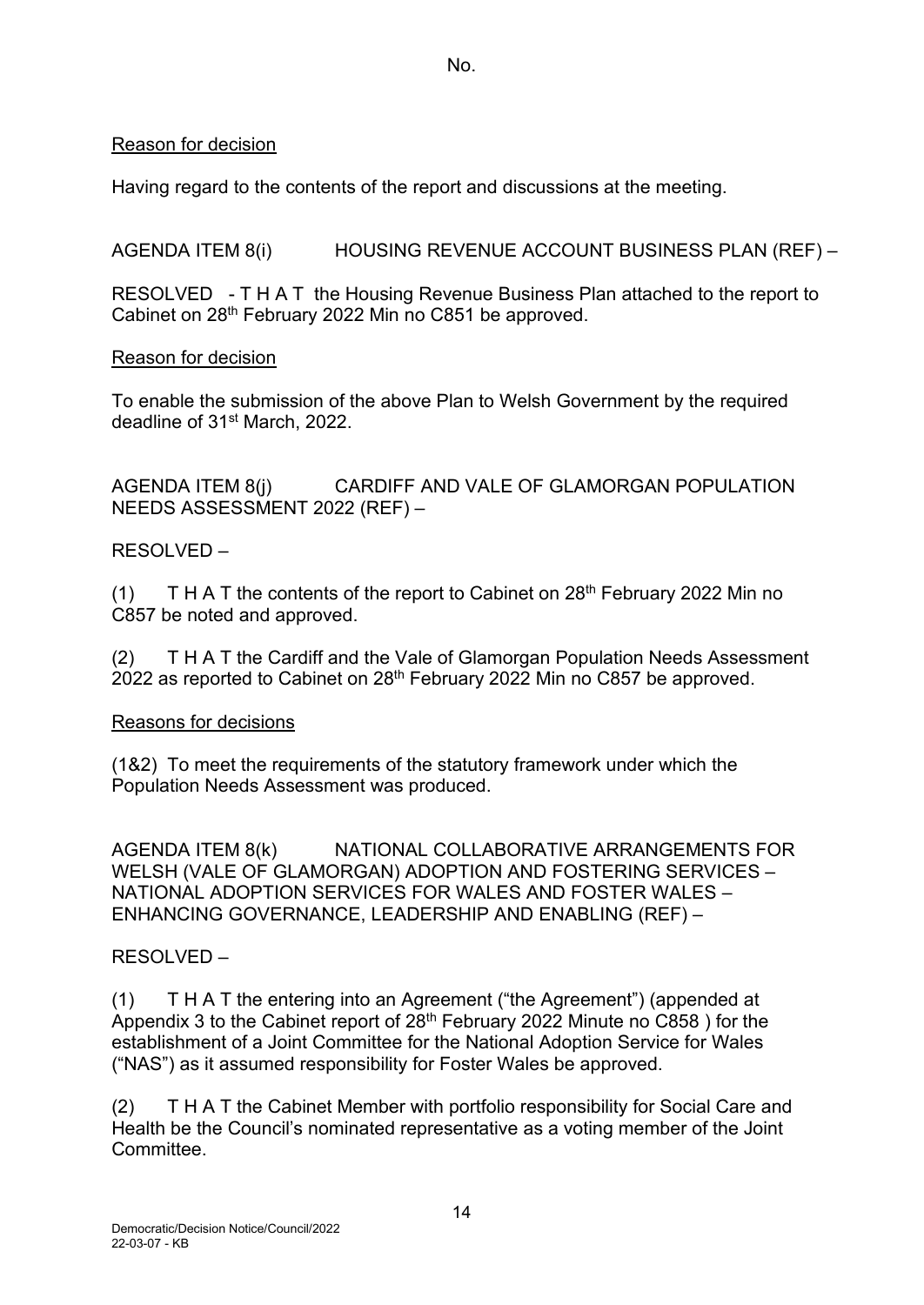No.

Reason for decision

Having regard to the contents of the report and discussions at the meeting.

AGENDA ITEM 8(i) HOUSING REVENUE ACCOUNT BUSINESS PLAN (REF) –

RESOLVED - T H A T the Housing Revenue Business Plan attached to the report to Cabinet on 28th February 2022 Min no C851 be approved.

Reason for decision

To enable the submission of the above Plan to Welsh Government by the required deadline of 31st March, 2022.

AGENDA ITEM 8(j) CARDIFF AND VALE OF GLAMORGAN POPULATION NEEDS ASSESSMENT 2022 (REF) –

RESOLVED –

(1) T H A T the contents of the report to Cabinet on 28th February 2022 Min no C857 be noted and approved.

(2) T H A T the Cardiff and the Vale of Glamorgan Population Needs Assessment 2022 as reported to Cabinet on 28th February 2022 Min no C857 be approved.

Reasons for decisions

(1&2) To meet the requirements of the statutory framework under which the Population Needs Assessment was produced.

AGENDA ITEM 8(k) NATIONAL COLLABORATIVE ARRANGEMENTS FOR WELSH (VALE OF GLAMORGAN) ADOPTION AND FOSTERING SERVICES – NATIONAL ADOPTION SERVICES FOR WALES AND FOSTER WALES – ENHANCING GOVERNANCE, LEADERSHIP AND ENABLING (REF) –

RESOLVED –

(1) T H A T the entering into an Agreement ("the Agreement") (appended at Appendix 3 to the Cabinet report of 28th February 2022 Minute no C858 ) for the establishment of a Joint Committee for the National Adoption Service for Wales ("NAS") as it assumed responsibility for Foster Wales be approved.

(2) T H A T the Cabinet Member with portfolio responsibility for Social Care and Health be the Council's nominated representative as a voting member of the Joint Committee.

Democratic/Decision Notice/Council/2022
22-03-07 - KB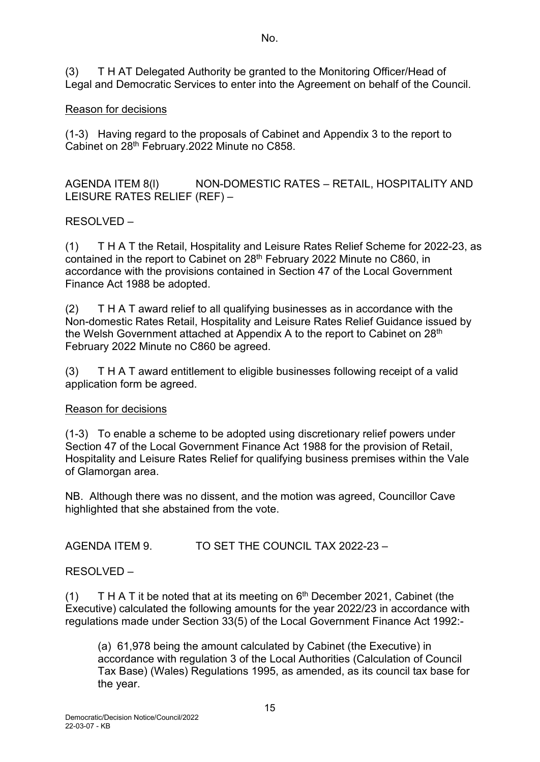No.

(3) T H AT Delegated Authority be granted to the Monitoring Officer/Head of Legal and Democratic Services to enter into the Agreement on behalf of the Council.

Reason for decisions

(1-3) Having regard to the proposals of Cabinet and Appendix 3 to the report to Cabinet on 28th February.2022 Minute no C858.

AGENDA ITEM 8(l) NON-DOMESTIC RATES – RETAIL, HOSPITALITY AND LEISURE RATES RELIEF (REF) –

RESOLVED –

(1) T H A T the Retail, Hospitality and Leisure Rates Relief Scheme for 2022-23, as contained in the report to Cabinet on 28th February 2022 Minute no C860, in accordance with the provisions contained in Section 47 of the Local Government Finance Act 1988 be adopted.

(2) T H A T award relief to all qualifying businesses as in accordance with the Non-domestic Rates Retail, Hospitality and Leisure Rates Relief Guidance issued by the Welsh Government attached at Appendix A to the report to Cabinet on 28th February 2022 Minute no C860 be agreed.

(3) T H A T award entitlement to eligible businesses following receipt of a valid application form be agreed.

Reason for decisions

(1-3) To enable a scheme to be adopted using discretionary relief powers under Section 47 of the Local Government Finance Act 1988 for the provision of Retail, Hospitality and Leisure Rates Relief for qualifying business premises within the Vale of Glamorgan area.

NB. Although there was no dissent, and the motion was agreed, Councillor Cave highlighted that she abstained from the vote.

AGENDA ITEM 9. TO SET THE COUNCIL TAX 2022-23 –

RESOLVED –

(1) T H A T it be noted that at its meeting on 6th December 2021, Cabinet (the Executive) calculated the following amounts for the year 2022/23 in accordance with regulations made under Section 33(5) of the Local Government Finance Act 1992:-

(a) 61,978 being the amount calculated by Cabinet (the Executive) in accordance with regulation 3 of the Local Authorities (Calculation of Council Tax Base) (Wales) Regulations 1995, as amended, as its council tax base for the year.

Democratic/Decision Notice/Council/2022
22-03-07 - KB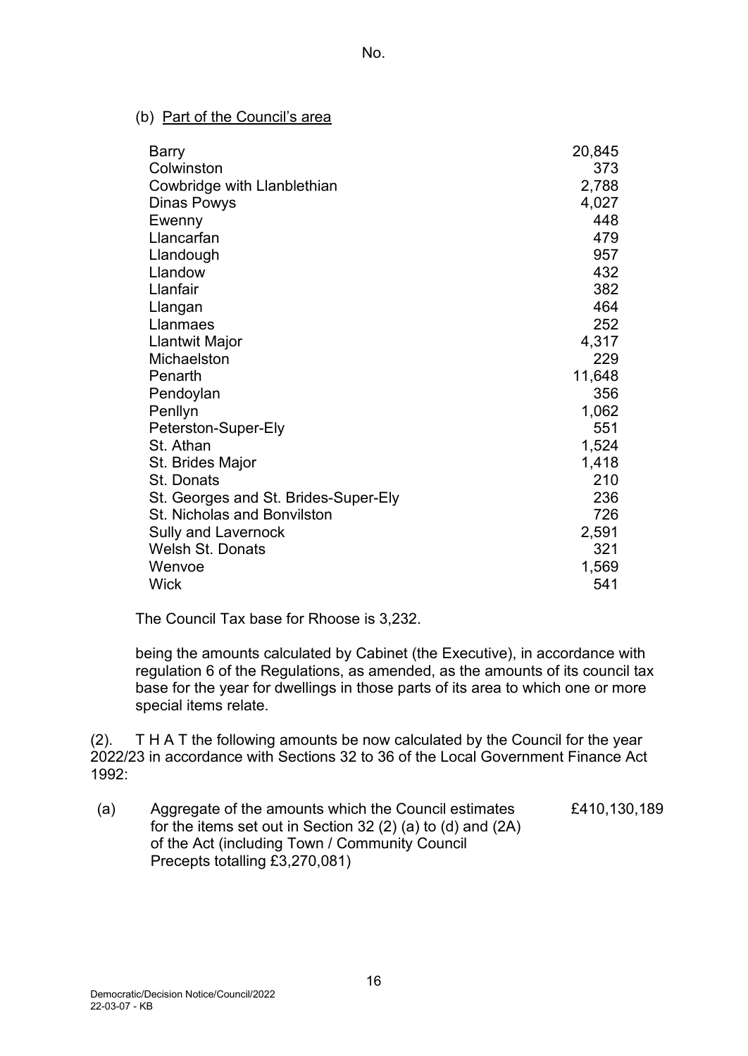No.

(b) Part of the Council's area

| | |
|---|---|
| Barry | 20,845 |
| Colwinston | 373 |
| Cowbridge with Llanblethian | 2,788 |
| Dinas Powys | 4,027 |
| Ewenny | 448 |
| Llancarfan | 479 |
| Llandough | 957 |
| Llandow | 432 |
| Llanfair | 382 |
| Llangan | 464 |
| Llanmaes | 252 |
| Llantwit Major | 4,317 |
| Michaelston | 229 |
| Penarth | 11,648 |
| Pendoylan | 356 |
| Penllyn | 1,062 |
| Peterston-Super-Ely | 551 |
| St. Athan | 1,524 |
| St. Brides Major | 1,418 |
| St. Donats | 210 |
| St. Georges and St. Brides-Super-Ely | 236 |
| St. Nicholas and Bonvilston | 726 |
| Sully and Lavernock | 2,591 |
| Welsh St. Donats | 321 |
| Wenvoe | 1,569 |
| Wick | 541 |

The Council Tax base for Rhoose is 3,232.

being the amounts calculated by Cabinet (the Executive), in accordance with regulation 6 of the Regulations, as amended, as the amounts of its council tax base for the year for dwellings in those parts of its area to which one or more special items relate.

(2). T H A T the following amounts be now calculated by the Council for the year 2022/23 in accordance with Sections 32 to 36 of the Local Government Finance Act 1992:

(a) Aggregate of the amounts which the Council estimates for the items set out in Section 32 (2) (a) to (d) and (2A) of the Act (including Town / Community Council Precepts totalling £3,270,081) — £410,130,189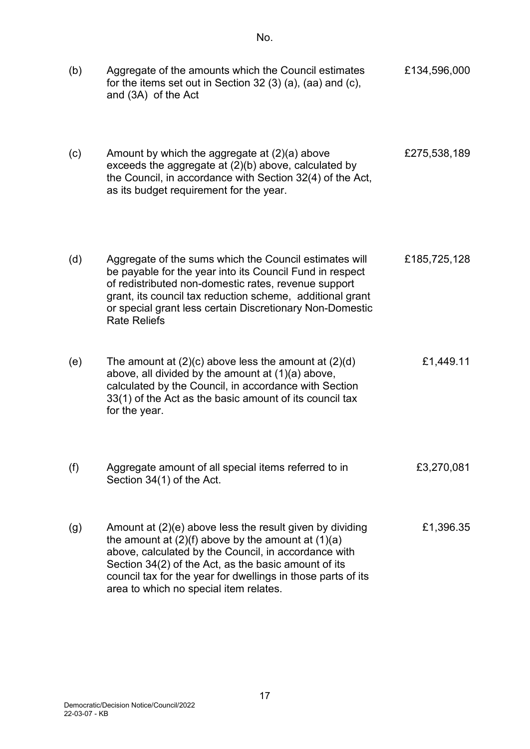| No. | | |
|---|---|---|
| (b) | Aggregate of the amounts which the Council estimates for the items set out in Section 32 (3) (a), (aa) and (c), and (3A) of the Act | £134,596,000 |
| (c) | Amount by which the aggregate at (2)(a) above exceeds the aggregate at (2)(b) above, calculated by the Council, in accordance with Section 32(4) of the Act, as its budget requirement for the year. | £275,538,189 |
| (d) | Aggregate of the sums which the Council estimates will be payable for the year into its Council Fund in respect of redistributed non-domestic rates, revenue support grant, its council tax reduction scheme, additional grant or special grant less certain Discretionary Non-Domestic Rate Reliefs | £185,725,128 |
| (e) | The amount at (2)(c) above less the amount at (2)(d) above, all divided by the amount at (1)(a) above, calculated by the Council, in accordance with Section 33(1) of the Act as the basic amount of its council tax for the year. | £1,449.11 |
| (f) | Aggregate amount of all special items referred to in Section 34(1) of the Act. | £3,270,081 |
| (g) | Amount at (2)(e) above less the result given by dividing the amount at (2)(f) above by the amount at (1)(a) above, calculated by the Council, in accordance with Section 34(2) of the Act, as the basic amount of its council tax for the year for dwellings in those parts of its area to which no special item relates. | £1,396.35 |

Democratic/Decision Notice/Council/2022
22-03-07 - KB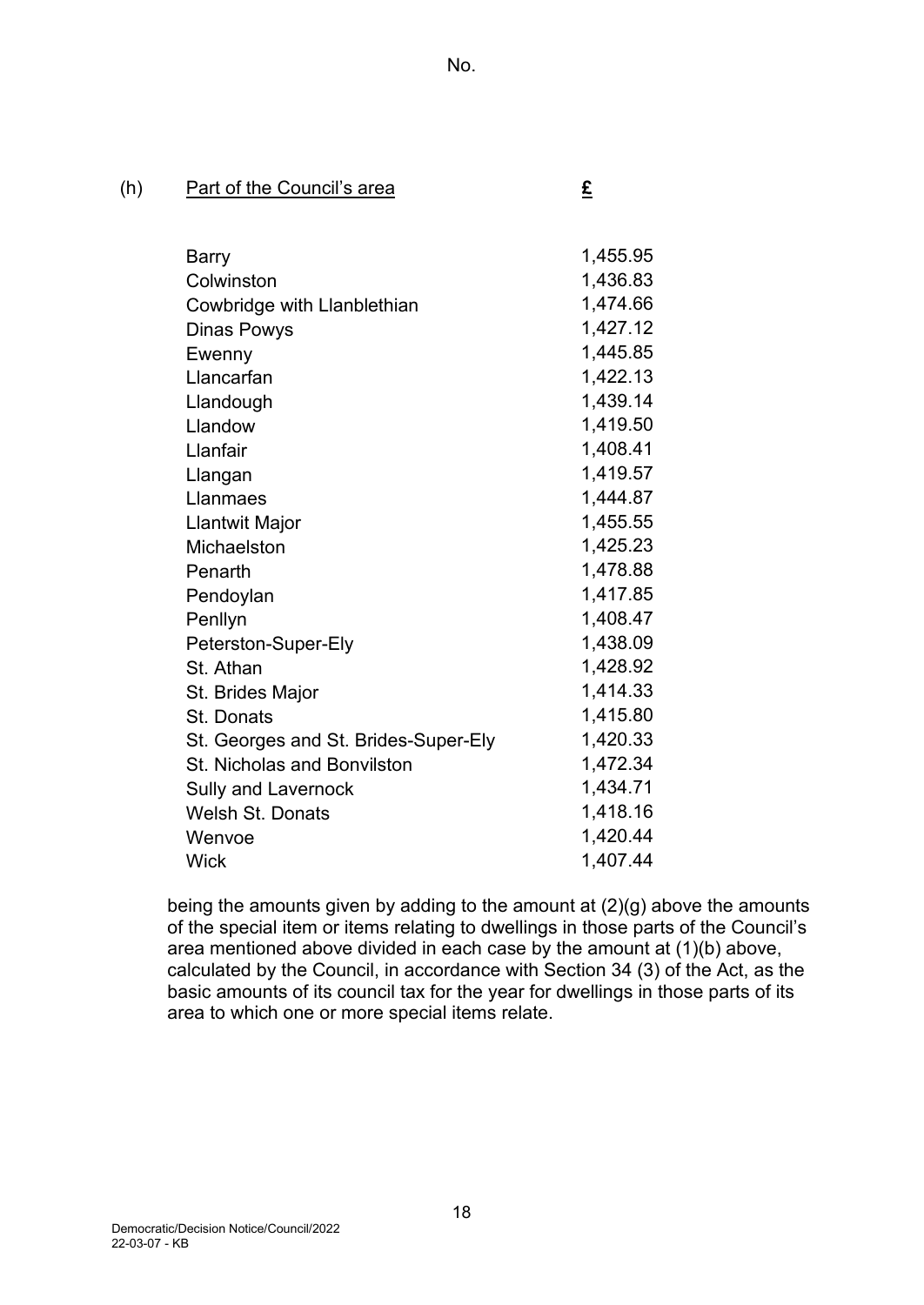No.

(h) | Part of the Council's area | £
---|---|---

| Part of the Council's area | £ |
|---|---|
| Barry | 1,455.95 |
| Colwinston | 1,436.83 |
| Cowbridge with Llanblethian | 1,474.66 |
| Dinas Powys | 1,427.12 |
| Ewenny | 1,445.85 |
| Llancarfan | 1,422.13 |
| Llandough | 1,439.14 |
| Llandow | 1,419.50 |
| Llanfair | 1,408.41 |
| Llangan | 1,419.57 |
| Llanmaes | 1,444.87 |
| Llantwit Major | 1,455.55 |
| Michaelston | 1,425.23 |
| Penarth | 1,478.88 |
| Pendoylan | 1,417.85 |
| Penllyn | 1,408.47 |
| Peterston-Super-Ely | 1,438.09 |
| St. Athan | 1,428.92 |
| St. Brides Major | 1,414.33 |
| St. Donats | 1,415.80 |
| St. Georges and St. Brides-Super-Ely | 1,420.33 |
| St. Nicholas and Bonvilston | 1,472.34 |
| Sully and Lavernock | 1,434.71 |
| Welsh St. Donats | 1,418.16 |
| Wenvoe | 1,420.44 |
| Wick | 1,407.44 |

being the amounts given by adding to the amount at (2)(g) above the amounts of the special item or items relating to dwellings in those parts of the Council's area mentioned above divided in each case by the amount at (1)(b) above, calculated by the Council, in accordance with Section 34 (3) of the Act, as the basic amounts of its council tax for the year for dwellings in those parts of its area to which one or more special items relate.

Democratic/Decision Notice/Council/2022
22-03-07 - KB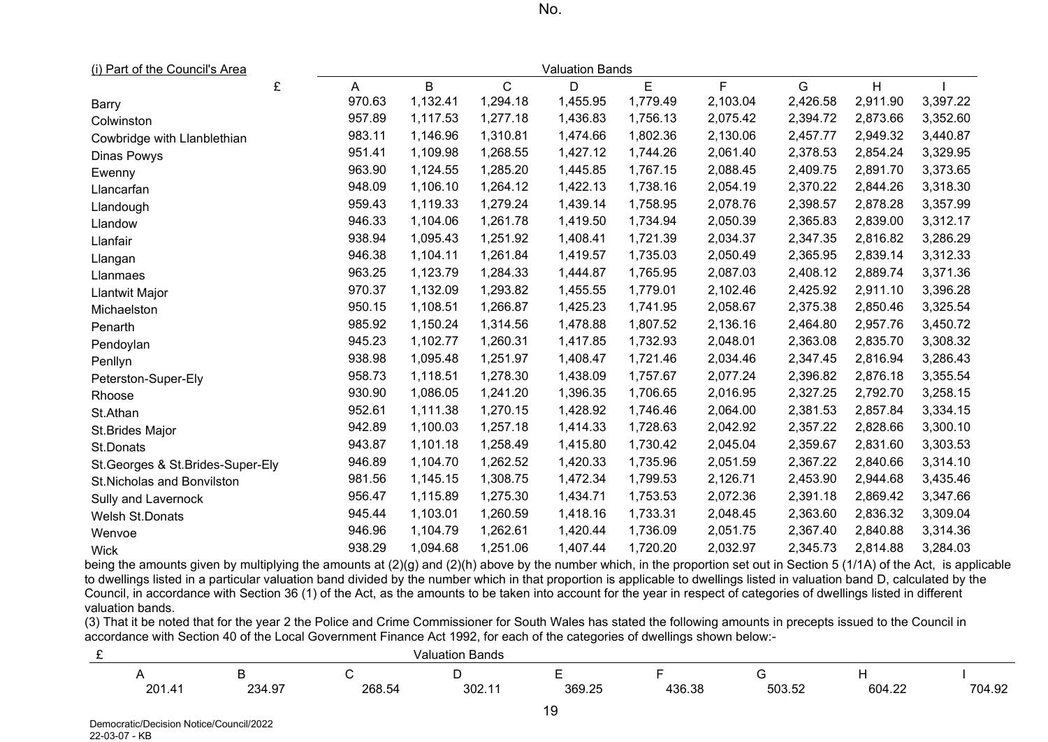No.

| (i) Part of the Council's Area | Valuation Bands | | | | | | | | |
|---|---|---|---|---|---|---|---|---|---|
| £ | A | B | C | D | E | F | G | H | I |
| Barry | 970.63 | 1,132.41 | 1,294.18 | 1,455.95 | 1,779.49 | 2,103.04 | 2,426.58 | 2,911.90 | 3,397.22 |
| Colwinston | 957.89 | 1,117.53 | 1,277.18 | 1,436.83 | 1,756.13 | 2,075.42 | 2,394.72 | 2,873.66 | 3,352.60 |
| Cowbridge with Llanblethian | 983.11 | 1,146.96 | 1,310.81 | 1,474.66 | 1,802.36 | 2,130.06 | 2,457.77 | 2,949.32 | 3,440.87 |
| Dinas Powys | 951.41 | 1,109.98 | 1,268.55 | 1,427.12 | 1,744.26 | 2,061.40 | 2,378.53 | 2,854.24 | 3,329.95 |
| Ewenny | 963.90 | 1,124.55 | 1,285.20 | 1,445.85 | 1,767.15 | 2,088.45 | 2,409.75 | 2,891.70 | 3,373.65 |
| Llancarfan | 948.09 | 1,106.10 | 1,264.12 | 1,422.13 | 1,738.16 | 2,054.19 | 2,370.22 | 2,844.26 | 3,318.30 |
| Llandough | 959.43 | 1,119.33 | 1,279.24 | 1,439.14 | 1,758.95 | 2,078.76 | 2,398.57 | 2,878.28 | 3,357.99 |
| Llandow | 946.33 | 1,104.06 | 1,261.78 | 1,419.50 | 1,734.94 | 2,050.39 | 2,365.83 | 2,839.00 | 3,312.17 |
| Llanfair | 938.94 | 1,095.43 | 1,251.92 | 1,408.41 | 1,721.39 | 2,034.37 | 2,347.35 | 2,816.82 | 3,286.29 |
| Llangan | 946.38 | 1,104.11 | 1,261.84 | 1,419.57 | 1,735.03 | 2,050.49 | 2,365.95 | 2,839.14 | 3,312.33 |
| Llanmaes | 963.25 | 1,123.79 | 1,284.33 | 1,444.87 | 1,765.95 | 2,087.03 | 2,408.12 | 2,889.74 | 3,371.36 |
| Llantwit Major | 970.37 | 1,132.09 | 1,293.82 | 1,455.55 | 1,779.01 | 2,102.46 | 2,425.92 | 2,911.10 | 3,396.28 |
| Michaelston | 950.15 | 1,108.51 | 1,266.87 | 1,425.23 | 1,741.95 | 2,058.67 | 2,375.38 | 2,850.46 | 3,325.54 |
| Penarth | 985.92 | 1,150.24 | 1,314.56 | 1,478.88 | 1,807.52 | 2,136.16 | 2,464.80 | 2,957.76 | 3,450.72 |
| Pendoylan | 945.23 | 1,102.77 | 1,260.31 | 1,417.85 | 1,732.93 | 2,048.01 | 2,363.08 | 2,835.70 | 3,308.32 |
| Penllyn | 938.98 | 1,095.48 | 1,251.97 | 1,408.47 | 1,721.46 | 2,034.46 | 2,347.45 | 2,816.94 | 3,286.43 |
| Peterston-Super-Ely | 958.73 | 1,118.51 | 1,278.30 | 1,438.09 | 1,757.67 | 2,077.24 | 2,396.82 | 2,876.18 | 3,355.54 |
| Rhoose | 930.90 | 1,086.05 | 1,241.20 | 1,396.35 | 1,706.65 | 2,016.95 | 2,327.25 | 2,792.70 | 3,258.15 |
| St.Athan | 952.61 | 1,111.38 | 1,270.15 | 1,428.92 | 1,746.46 | 2,064.00 | 2,381.53 | 2,857.84 | 3,334.15 |
| St.Brides Major | 942.89 | 1,100.03 | 1,257.18 | 1,414.33 | 1,728.63 | 2,042.92 | 2,357.22 | 2,828.66 | 3,300.10 |
| St.Donats | 943.87 | 1,101.18 | 1,258.49 | 1,415.80 | 1,730.42 | 2,045.04 | 2,359.67 | 2,831.60 | 3,303.53 |
| St.Georges & St.Brides-Super-Ely | 946.89 | 1,104.70 | 1,262.52 | 1,420.33 | 1,735.96 | 2,051.59 | 2,367.22 | 2,840.66 | 3,314.10 |
| St.Nicholas and Bonvilston | 981.56 | 1,145.15 | 1,308.75 | 1,472.34 | 1,799.53 | 2,126.71 | 2,453.90 | 2,944.68 | 3,435.46 |
| Sully and Lavernock | 956.47 | 1,115.89 | 1,275.30 | 1,434.71 | 1,753.53 | 2,072.36 | 2,391.18 | 2,869.42 | 3,347.66 |
| Welsh St.Donats | 945.44 | 1,103.01 | 1,260.59 | 1,418.16 | 1,733.31 | 2,048.45 | 2,363.60 | 2,836.32 | 3,309.04 |
| Wenvoe | 946.96 | 1,104.79 | 1,262.61 | 1,420.44 | 1,736.09 | 2,051.75 | 2,367.40 | 2,840.88 | 3,314.36 |
| Wick | 938.29 | 1,094.68 | 1,251.06 | 1,407.44 | 1,720.20 | 2,032.97 | 2,345.73 | 2,814.88 | 3,284.03 |

being the amounts given by multiplying the amounts at (2)(g) and (2)(h) above by the number which, in the proportion set out in Section 5 (1/1A) of the Act, is applicable to dwellings listed in a particular valuation band divided by the number which in that proportion is applicable to dwellings listed in valuation band D, calculated by the Council, in accordance with Section 36 (1) of the Act, as the amounts to be taken into account for the year in respect of categories of dwellings listed in different valuation bands.

(3) That it be noted that for the year 2 the Police and Crime Commissioner for South Wales has stated the following amounts in precepts issued to the Council in accordance with Section 40 of the Local Government Finance Act 1992, for each of the categories of dwellings shown below:-

| £ | Valuation Bands | | | | | | | |
|---|---|---|---|---|---|---|---|---|
| A | B | C | D | E | F | G | H | I |
| 201.41 | 234.97 | 268.54 | 302.11 | 369.25 | 436.38 | 503.52 | 604.22 | 704.92 |

Democratic/Decision Notice/Council/2022
22-03-07 - KB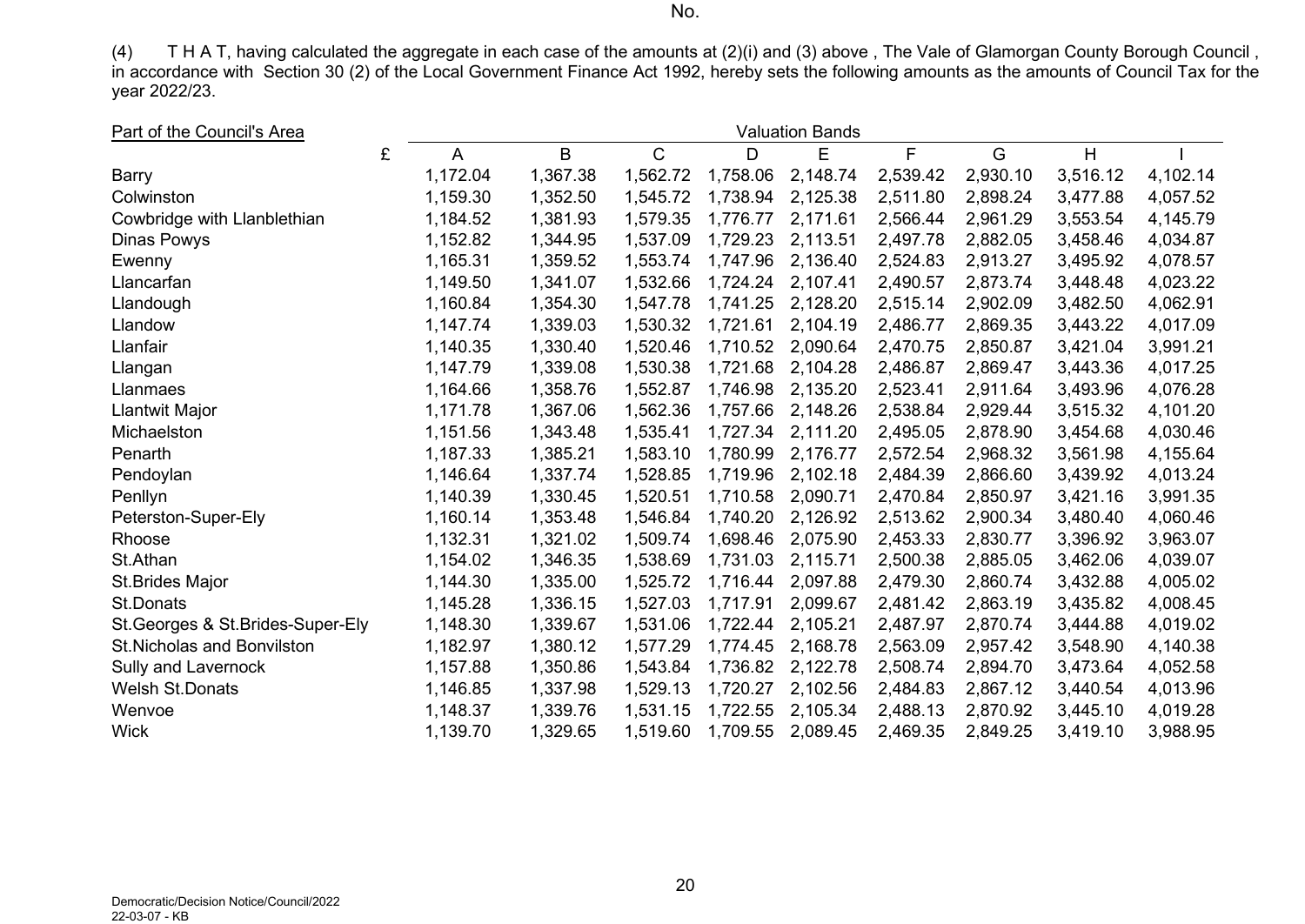No.

(4) T H A T, having calculated the aggregate in each case of the amounts at (2)(i) and (3) above , The Vale of Glamorgan County Borough Council , in accordance with Section 30 (2) of the Local Government Finance Act 1992, hereby sets the following amounts as the amounts of Council Tax for the year 2022/23.

| Part of the Council's Area | Valuation Bands | | | | | | | | |
|---|---|---|---|---|---|---|---|---|---|
| £ | A | B | C | D | E | F | G | H | I |
| Barry | 1,172.04 | 1,367.38 | 1,562.72 | 1,758.06 | 2,148.74 | 2,539.42 | 2,930.10 | 3,516.12 | 4,102.14 |
| Colwinston | 1,159.30 | 1,352.50 | 1,545.72 | 1,738.94 | 2,125.38 | 2,511.80 | 2,898.24 | 3,477.88 | 4,057.52 |
| Cowbridge with Llanblethian | 1,184.52 | 1,381.93 | 1,579.35 | 1,776.77 | 2,171.61 | 2,566.44 | 2,961.29 | 3,553.54 | 4,145.79 |
| Dinas Powys | 1,152.82 | 1,344.95 | 1,537.09 | 1,729.23 | 2,113.51 | 2,497.78 | 2,882.05 | 3,458.46 | 4,034.87 |
| Ewenny | 1,165.31 | 1,359.52 | 1,553.74 | 1,747.96 | 2,136.40 | 2,524.83 | 2,913.27 | 3,495.92 | 4,078.57 |
| Llancarfan | 1,149.50 | 1,341.07 | 1,532.66 | 1,724.24 | 2,107.41 | 2,490.57 | 2,873.74 | 3,448.48 | 4,023.22 |
| Llandough | 1,160.84 | 1,354.30 | 1,547.78 | 1,741.25 | 2,128.20 | 2,515.14 | 2,902.09 | 3,482.50 | 4,062.91 |
| Llandow | 1,147.74 | 1,339.03 | 1,530.32 | 1,721.61 | 2,104.19 | 2,486.77 | 2,869.35 | 3,443.22 | 4,017.09 |
| Llanfair | 1,140.35 | 1,330.40 | 1,520.46 | 1,710.52 | 2,090.64 | 2,470.75 | 2,850.87 | 3,421.04 | 3,991.21 |
| Llangan | 1,147.79 | 1,339.08 | 1,530.38 | 1,721.68 | 2,104.28 | 2,486.87 | 2,869.47 | 3,443.36 | 4,017.25 |
| Llanmaes | 1,164.66 | 1,358.76 | 1,552.87 | 1,746.98 | 2,135.20 | 2,523.41 | 2,911.64 | 3,493.96 | 4,076.28 |
| Llantwit Major | 1,171.78 | 1,367.06 | 1,562.36 | 1,757.66 | 2,148.26 | 2,538.84 | 2,929.44 | 3,515.32 | 4,101.20 |
| Michaelston | 1,151.56 | 1,343.48 | 1,535.41 | 1,727.34 | 2,111.20 | 2,495.05 | 2,878.90 | 3,454.68 | 4,030.46 |
| Penarth | 1,187.33 | 1,385.21 | 1,583.10 | 1,780.99 | 2,176.77 | 2,572.54 | 2,968.32 | 3,561.98 | 4,155.64 |
| Pendoylan | 1,146.64 | 1,337.74 | 1,528.85 | 1,719.96 | 2,102.18 | 2,484.39 | 2,866.60 | 3,439.92 | 4,013.24 |
| Penllyn | 1,140.39 | 1,330.45 | 1,520.51 | 1,710.58 | 2,090.71 | 2,470.84 | 2,850.97 | 3,421.16 | 3,991.35 |
| Peterston-Super-Ely | 1,160.14 | 1,353.48 | 1,546.84 | 1,740.20 | 2,126.92 | 2,513.62 | 2,900.34 | 3,480.40 | 4,060.46 |
| Rhoose | 1,132.31 | 1,321.02 | 1,509.74 | 1,698.46 | 2,075.90 | 2,453.33 | 2,830.77 | 3,396.92 | 3,963.07 |
| St.Athan | 1,154.02 | 1,346.35 | 1,538.69 | 1,731.03 | 2,115.71 | 2,500.38 | 2,885.05 | 3,462.06 | 4,039.07 |
| St.Brides Major | 1,144.30 | 1,335.00 | 1,525.72 | 1,716.44 | 2,097.88 | 2,479.30 | 2,860.74 | 3,432.88 | 4,005.02 |
| St.Donats | 1,145.28 | 1,336.15 | 1,527.03 | 1,717.91 | 2,099.67 | 2,481.42 | 2,863.19 | 3,435.82 | 4,008.45 |
| St.Georges & St.Brides-Super-Ely | 1,148.30 | 1,339.67 | 1,531.06 | 1,722.44 | 2,105.21 | 2,487.97 | 2,870.74 | 3,444.88 | 4,019.02 |
| St.Nicholas and Bonvilston | 1,182.97 | 1,380.12 | 1,577.29 | 1,774.45 | 2,168.78 | 2,563.09 | 2,957.42 | 3,548.90 | 4,140.38 |
| Sully and Lavernock | 1,157.88 | 1,350.86 | 1,543.84 | 1,736.82 | 2,122.78 | 2,508.74 | 2,894.70 | 3,473.64 | 4,052.58 |
| Welsh St.Donats | 1,146.85 | 1,337.98 | 1,529.13 | 1,720.27 | 2,102.56 | 2,484.83 | 2,867.12 | 3,440.54 | 4,013.96 |
| Wenvoe | 1,148.37 | 1,339.76 | 1,531.15 | 1,722.55 | 2,105.34 | 2,488.13 | 2,870.92 | 3,445.10 | 4,019.28 |
| Wick | 1,139.70 | 1,329.65 | 1,519.60 | 1,709.55 | 2,089.45 | 2,469.35 | 2,849.25 | 3,419.10 | 3,988.95 |

Democratic/Decision Notice/Council/2022
22-03-07 - KB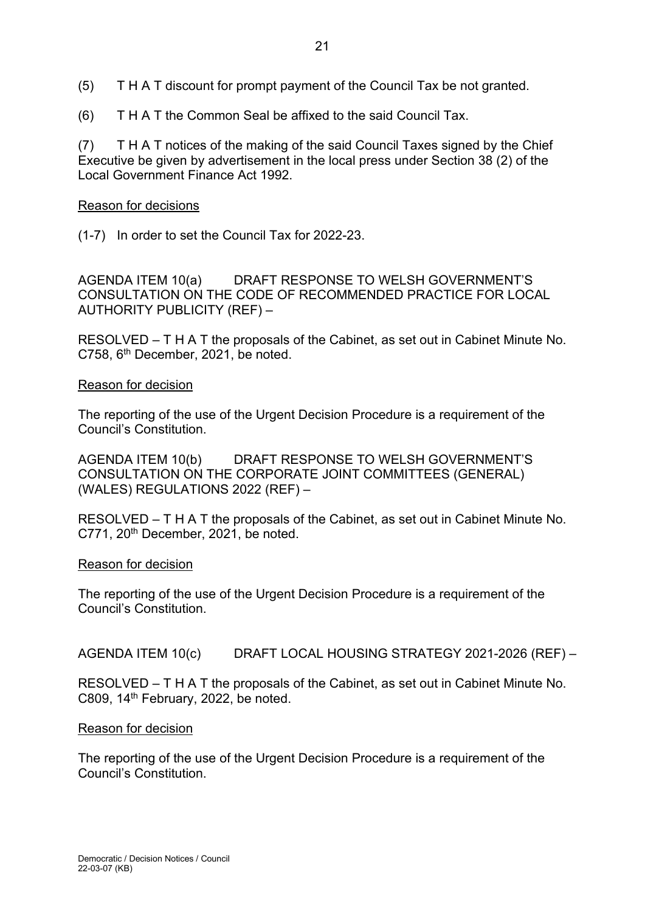(5) T H A T discount for prompt payment of the Council Tax be not granted.

(6) T H A T the Common Seal be affixed to the said Council Tax.

(7) T H A T notices of the making of the said Council Taxes signed by the Chief Executive be given by advertisement in the local press under Section 38 (2) of the Local Government Finance Act 1992.

Reason for decisions

(1-7) In order to set the Council Tax for 2022-23.

AGENDA ITEM 10(a) DRAFT RESPONSE TO WELSH GOVERNMENT'S CONSULTATION ON THE CODE OF RECOMMENDED PRACTICE FOR LOCAL AUTHORITY PUBLICITY (REF) –

RESOLVED – T H A T the proposals of the Cabinet, as set out in Cabinet Minute No. C758, 6th December, 2021, be noted.

Reason for decision

The reporting of the use of the Urgent Decision Procedure is a requirement of the Council's Constitution.

AGENDA ITEM 10(b) DRAFT RESPONSE TO WELSH GOVERNMENT'S CONSULTATION ON THE CORPORATE JOINT COMMITTEES (GENERAL) (WALES) REGULATIONS 2022 (REF) –

RESOLVED – T H A T the proposals of the Cabinet, as set out in Cabinet Minute No. C771, 20th December, 2021, be noted.

Reason for decision

The reporting of the use of the Urgent Decision Procedure is a requirement of the Council's Constitution.

AGENDA ITEM 10(c) DRAFT LOCAL HOUSING STRATEGY 2021-2026 (REF) –

RESOLVED – T H A T the proposals of the Cabinet, as set out in Cabinet Minute No. C809, 14th February, 2022, be noted.

Reason for decision

The reporting of the use of the Urgent Decision Procedure is a requirement of the Council's Constitution.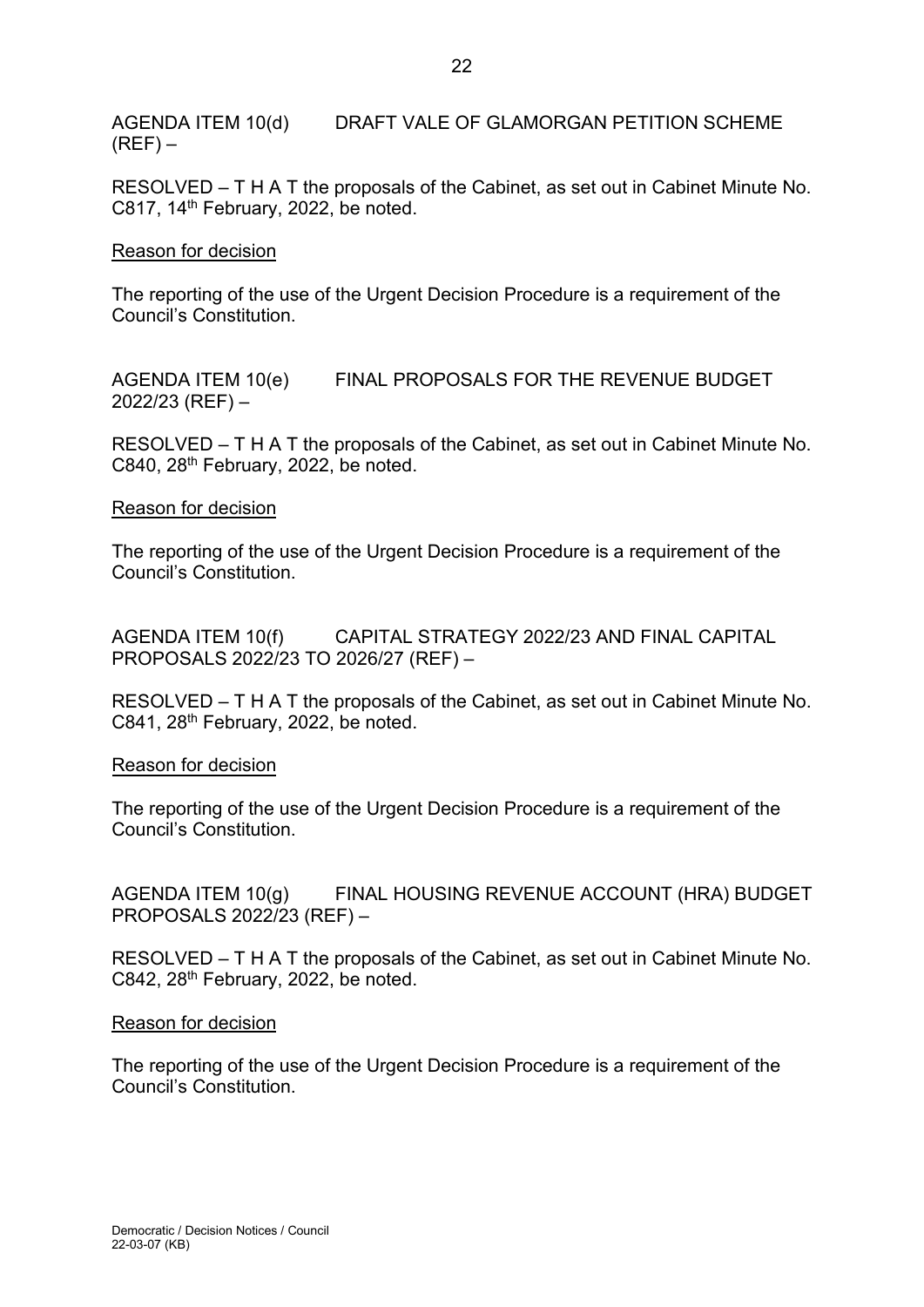AGENDA ITEM 10(d) DRAFT VALE OF GLAMORGAN PETITION SCHEME (REF) –

RESOLVED – T H A T the proposals of the Cabinet, as set out in Cabinet Minute No. C817, 14th February, 2022, be noted.

Reason for decision

The reporting of the use of the Urgent Decision Procedure is a requirement of the Council's Constitution.

AGENDA ITEM 10(e) FINAL PROPOSALS FOR THE REVENUE BUDGET 2022/23 (REF) –

RESOLVED – T H A T the proposals of the Cabinet, as set out in Cabinet Minute No. C840, 28th February, 2022, be noted.

Reason for decision

The reporting of the use of the Urgent Decision Procedure is a requirement of the Council's Constitution.

AGENDA ITEM 10(f) CAPITAL STRATEGY 2022/23 AND FINAL CAPITAL PROPOSALS 2022/23 TO 2026/27 (REF) –

RESOLVED – T H A T the proposals of the Cabinet, as set out in Cabinet Minute No. C841, 28th February, 2022, be noted.

Reason for decision

The reporting of the use of the Urgent Decision Procedure is a requirement of the Council's Constitution.

AGENDA ITEM 10(g) FINAL HOUSING REVENUE ACCOUNT (HRA) BUDGET PROPOSALS 2022/23 (REF) –

RESOLVED – T H A T the proposals of the Cabinet, as set out in Cabinet Minute No. C842, 28th February, 2022, be noted.

Reason for decision

The reporting of the use of the Urgent Decision Procedure is a requirement of the Council's Constitution.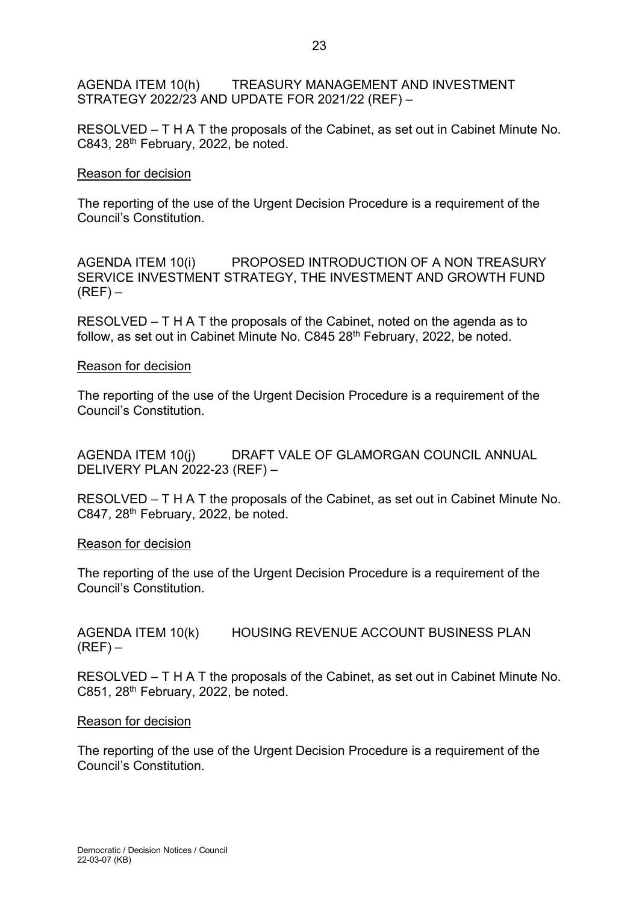AGENDA ITEM 10(h) TREASURY MANAGEMENT AND INVESTMENT STRATEGY 2022/23 AND UPDATE FOR 2021/22 (REF) –

RESOLVED – T H A T the proposals of the Cabinet, as set out in Cabinet Minute No. C843, 28th February, 2022, be noted.

Reason for decision

The reporting of the use of the Urgent Decision Procedure is a requirement of the Council's Constitution.

AGENDA ITEM 10(i) PROPOSED INTRODUCTION OF A NON TREASURY SERVICE INVESTMENT STRATEGY, THE INVESTMENT AND GROWTH FUND (REF) –

RESOLVED – T H A T the proposals of the Cabinet, noted on the agenda as to follow, as set out in Cabinet Minute No. C845 28th February, 2022, be noted.

Reason for decision

The reporting of the use of the Urgent Decision Procedure is a requirement of the Council's Constitution.

AGENDA ITEM 10(j) DRAFT VALE OF GLAMORGAN COUNCIL ANNUAL DELIVERY PLAN 2022-23 (REF) –

RESOLVED – T H A T the proposals of the Cabinet, as set out in Cabinet Minute No. C847, 28th February, 2022, be noted.

Reason for decision

The reporting of the use of the Urgent Decision Procedure is a requirement of the Council's Constitution.

AGENDA ITEM 10(k) HOUSING REVENUE ACCOUNT BUSINESS PLAN (REF) –

RESOLVED – T H A T the proposals of the Cabinet, as set out in Cabinet Minute No. C851, 28th February, 2022, be noted.

Reason for decision

The reporting of the use of the Urgent Decision Procedure is a requirement of the Council's Constitution.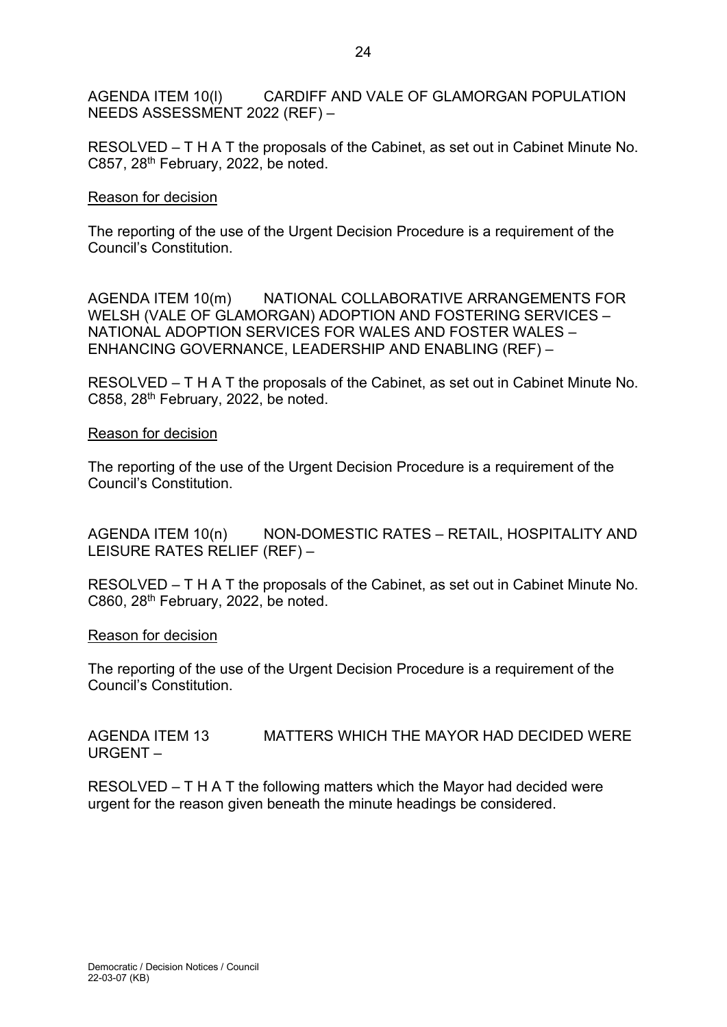AGENDA ITEM 10(l) CARDIFF AND VALE OF GLAMORGAN POPULATION NEEDS ASSESSMENT 2022 (REF) –

RESOLVED – T H A T the proposals of the Cabinet, as set out in Cabinet Minute No. C857, 28th February, 2022, be noted.

Reason for decision

The reporting of the use of the Urgent Decision Procedure is a requirement of the Council's Constitution.

AGENDA ITEM 10(m) NATIONAL COLLABORATIVE ARRANGEMENTS FOR WELSH (VALE OF GLAMORGAN) ADOPTION AND FOSTERING SERVICES – NATIONAL ADOPTION SERVICES FOR WALES AND FOSTER WALES – ENHANCING GOVERNANCE, LEADERSHIP AND ENABLING (REF) –

RESOLVED – T H A T the proposals of the Cabinet, as set out in Cabinet Minute No. C858, 28th February, 2022, be noted.

Reason for decision

The reporting of the use of the Urgent Decision Procedure is a requirement of the Council's Constitution.

AGENDA ITEM 10(n) NON-DOMESTIC RATES – RETAIL, HOSPITALITY AND LEISURE RATES RELIEF (REF) –

RESOLVED – T H A T the proposals of the Cabinet, as set out in Cabinet Minute No. C860, 28th February, 2022, be noted.

Reason for decision

The reporting of the use of the Urgent Decision Procedure is a requirement of the Council's Constitution.

AGENDA ITEM 13 MATTERS WHICH THE MAYOR HAD DECIDED WERE URGENT –

RESOLVED – T H A T the following matters which the Mayor had decided were urgent for the reason given beneath the minute headings be considered.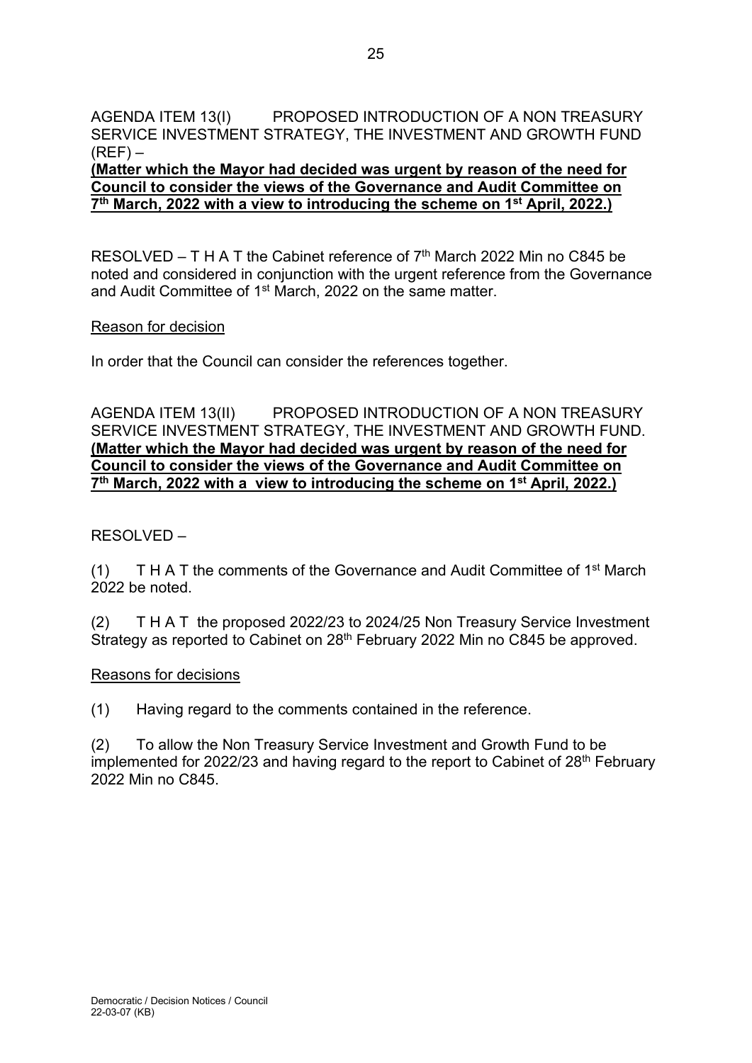AGENDA ITEM 13(I) PROPOSED INTRODUCTION OF A NON TREASURY SERVICE INVESTMENT STRATEGY, THE INVESTMENT AND GROWTH FUND (REF) –

**(Matter which the Mayor had decided was urgent by reason of the need for Council to consider the views of the Governance and Audit Committee on 7th March, 2022 with a view to introducing the scheme on 1st April, 2022.)**

RESOLVED – T H A T the Cabinet reference of 7th March 2022 Min no C845 be noted and considered in conjunction with the urgent reference from the Governance and Audit Committee of 1st March, 2022 on the same matter.

Reason for decision

In order that the Council can consider the references together.

AGENDA ITEM 13(II) PROPOSED INTRODUCTION OF A NON TREASURY SERVICE INVESTMENT STRATEGY, THE INVESTMENT AND GROWTH FUND.
**(Matter which the Mayor had decided was urgent by reason of the need for Council to consider the views of the Governance and Audit Committee on 7th March, 2022 with a view to introducing the scheme on 1st April, 2022.)**

RESOLVED –

(1) T H A T the comments of the Governance and Audit Committee of 1st March 2022 be noted.

(2) T H A T the proposed 2022/23 to 2024/25 Non Treasury Service Investment Strategy as reported to Cabinet on 28th February 2022 Min no C845 be approved.

Reasons for decisions

(1) Having regard to the comments contained in the reference.

(2) To allow the Non Treasury Service Investment and Growth Fund to be implemented for 2022/23 and having regard to the report to Cabinet of 28th February 2022 Min no C845.

Democratic / Decision Notices / Council
22-03-07 (KB)